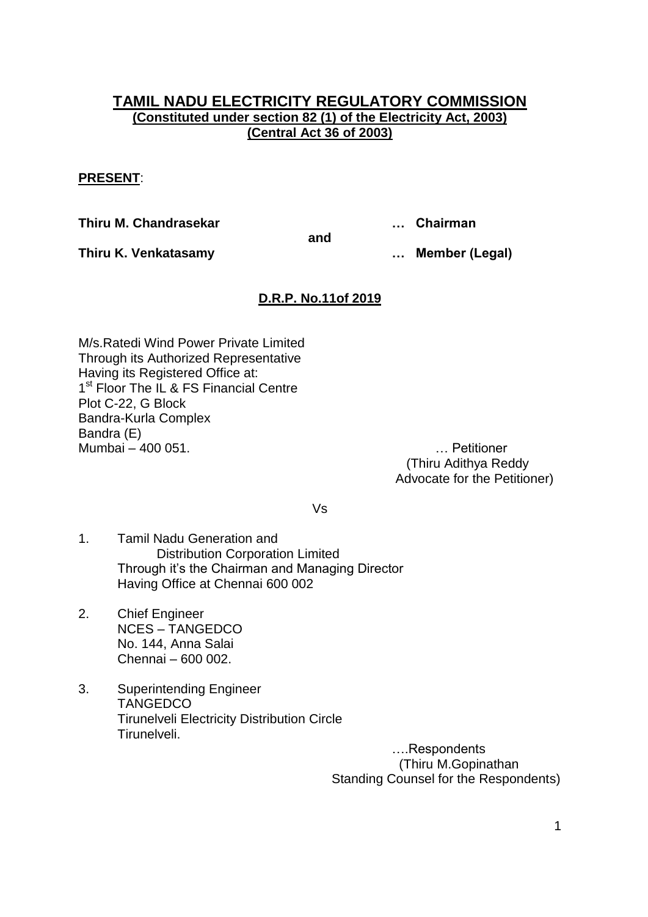# TAMIL NADU ELECTRICITY REGULATORY COMMISSION

**(Constituted under section 82 (1) of the Electricity Act, 2003)**
**(Central Act 36 of 2003)**

**PRESENT**:

**Thiru M. Chandrasekar** … **Chairman**

**and**

**Thiru K. Venkatasamy** … **Member (Legal)**

**D.R.P. No.11of 2019**

M/s.Ratedi Wind Power Private Limited
Through its Authorized Representative
Having its Registered Office at:
1st Floor The IL & FS Financial Centre
Plot C-22, G Block
Bandra-Kurla Complex
Bandra (E)
Mumbai – 400 051. … Petitioner
(Thiru Adithya Reddy
Advocate for the Petitioner)

Vs

1. Tamil Nadu Generation and
   Distribution Corporation Limited
   Through it's the Chairman and Managing Director
   Having Office at Chennai 600 002

2. Chief Engineer
   NCES – TANGEDCO
   No. 144, Anna Salai
   Chennai – 600 002.

3. Superintending Engineer
   TANGEDCO
   Tirunelveli Electricity Distribution Circle
   Tirunelveli.

….Respondents
(Thiru M.Gopinathan
Standing Counsel for the Respondents)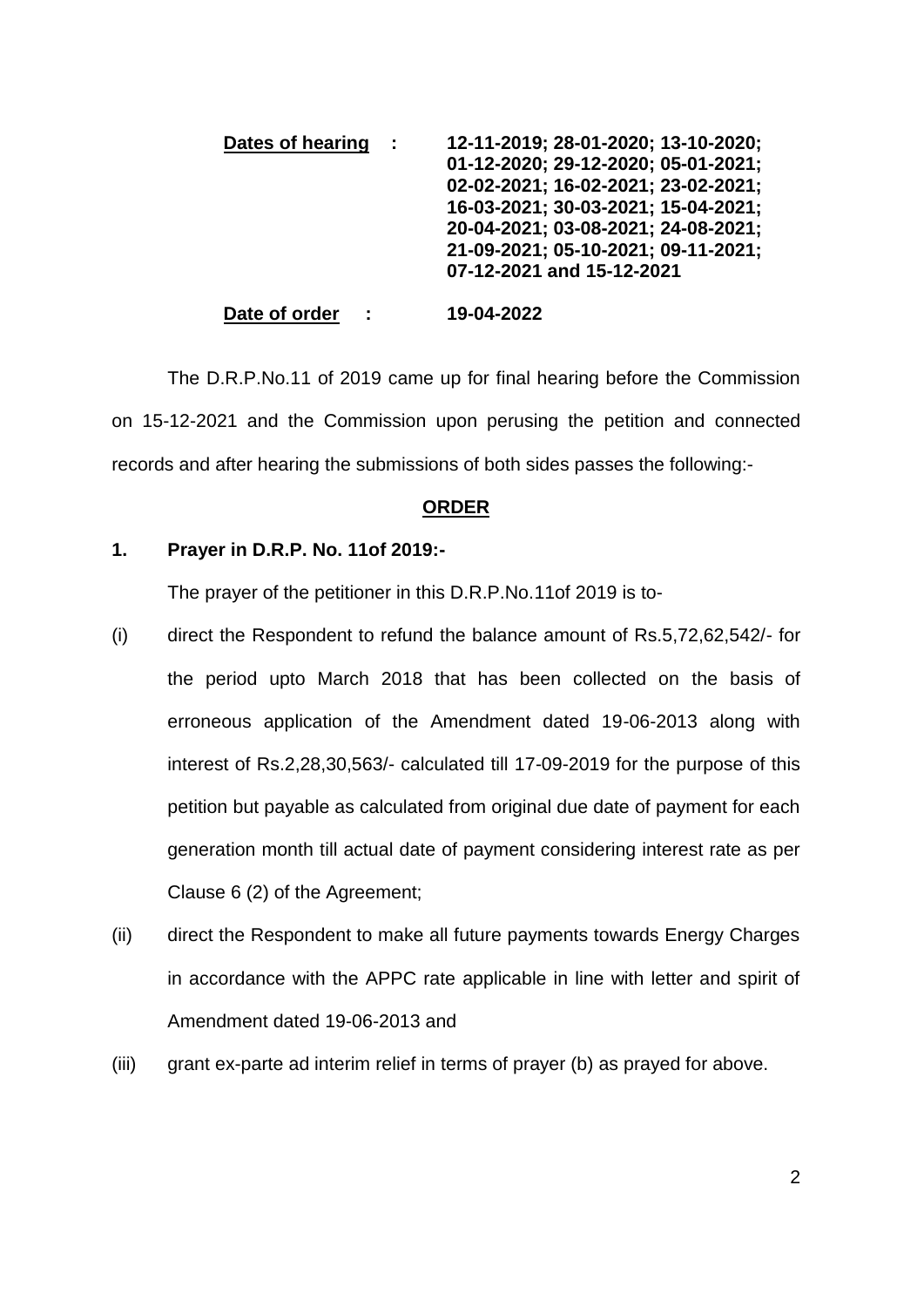**Dates of hearing** : **12-11-2019; 28-01-2020; 13-10-2020; 01-12-2020; 29-12-2020; 05-01-2021; 02-02-2021; 16-02-2021; 23-02-2021; 16-03-2021; 30-03-2021; 15-04-2021; 20-04-2021; 03-08-2021; 24-08-2021; 21-09-2021; 05-10-2021; 09-11-2021; 07-12-2021 and 15-12-2021**

**Date of order** : **19-04-2022**

The D.R.P.No.11 of 2019 came up for final hearing before the Commission on 15-12-2021 and the Commission upon perusing the petition and connected records and after hearing the submissions of both sides passes the following:-

## ORDER

### 1. Prayer in D.R.P. No. 11of 2019:-

The prayer of the petitioner in this D.R.P.No.11of 2019 is to-

(i) direct the Respondent to refund the balance amount of Rs.5,72,62,542/- for the period upto March 2018 that has been collected on the basis of erroneous application of the Amendment dated 19-06-2013 along with interest of Rs.2,28,30,563/- calculated till 17-09-2019 for the purpose of this petition but payable as calculated from original due date of payment for each generation month till actual date of payment considering interest rate as per Clause 6 (2) of the Agreement;

(ii) direct the Respondent to make all future payments towards Energy Charges in accordance with the APPC rate applicable in line with letter and spirit of Amendment dated 19-06-2013 and

(iii) grant ex-parte ad interim relief in terms of prayer (b) as prayed for above.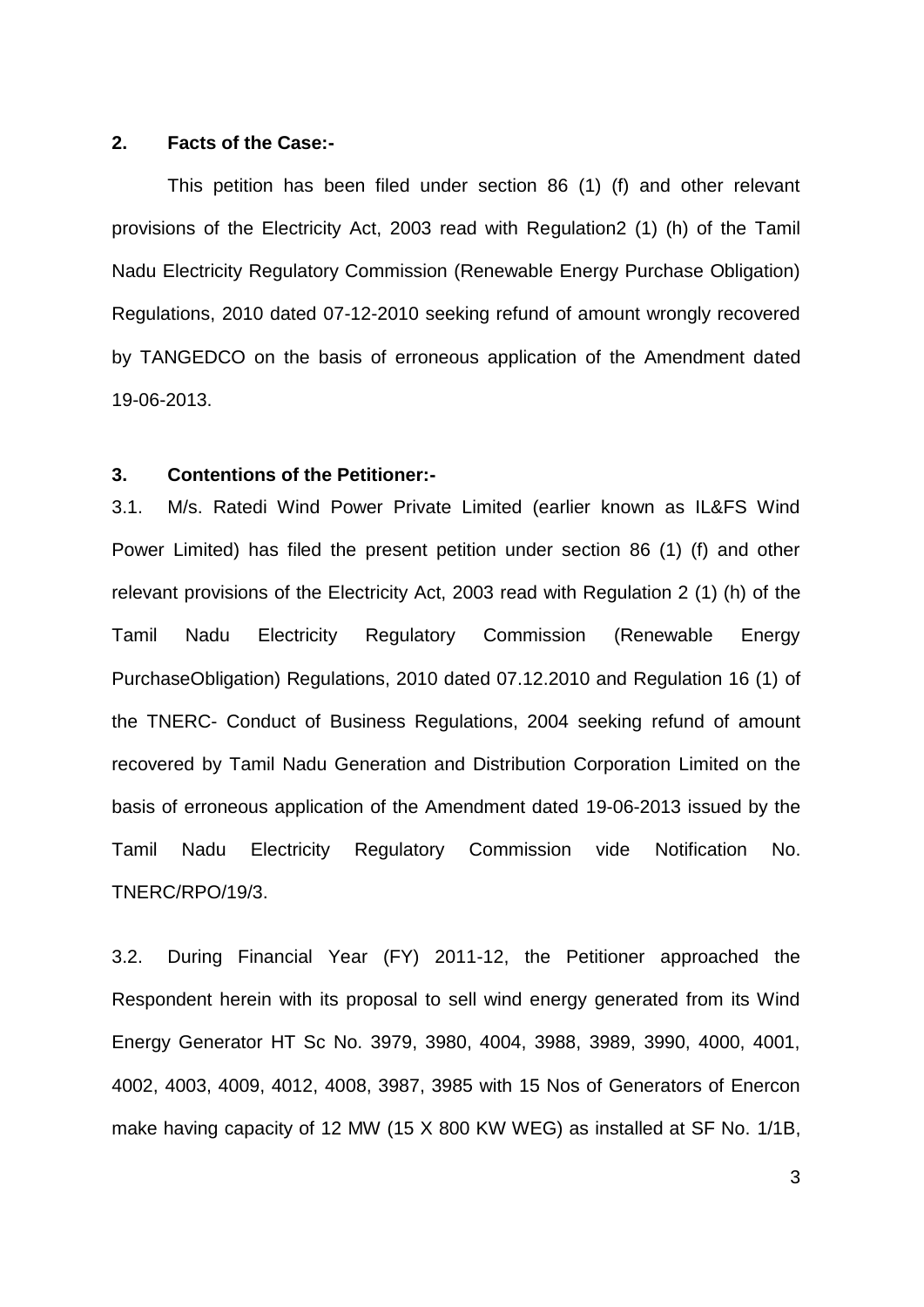## 2. Facts of the Case:-

This petition has been filed under section 86 (1) (f) and other relevant provisions of the Electricity Act, 2003 read with Regulation2 (1) (h) of the Tamil Nadu Electricity Regulatory Commission (Renewable Energy Purchase Obligation) Regulations, 2010 dated 07-12-2010 seeking refund of amount wrongly recovered by TANGEDCO on the basis of erroneous application of the Amendment dated 19-06-2013.

## 3. Contentions of the Petitioner:-

3.1. M/s. Ratedi Wind Power Private Limited (earlier known as IL&FS Wind Power Limited) has filed the present petition under section 86 (1) (f) and other relevant provisions of the Electricity Act, 2003 read with Regulation 2 (1) (h) of the Tamil Nadu Electricity Regulatory Commission (Renewable Energy PurchaseObligation) Regulations, 2010 dated 07.12.2010 and Regulation 16 (1) of the TNERC- Conduct of Business Regulations, 2004 seeking refund of amount recovered by Tamil Nadu Generation and Distribution Corporation Limited on the basis of erroneous application of the Amendment dated 19-06-2013 issued by the Tamil Nadu Electricity Regulatory Commission vide Notification No. TNERC/RPO/19/3.

3.2. During Financial Year (FY) 2011-12, the Petitioner approached the Respondent herein with its proposal to sell wind energy generated from its Wind Energy Generator HT Sc No. 3979, 3980, 4004, 3988, 3989, 3990, 4000, 4001, 4002, 4003, 4009, 4012, 4008, 3987, 3985 with 15 Nos of Generators of Enercon make having capacity of 12 MW (15 X 800 KW WEG) as installed at SF No. 1/1B,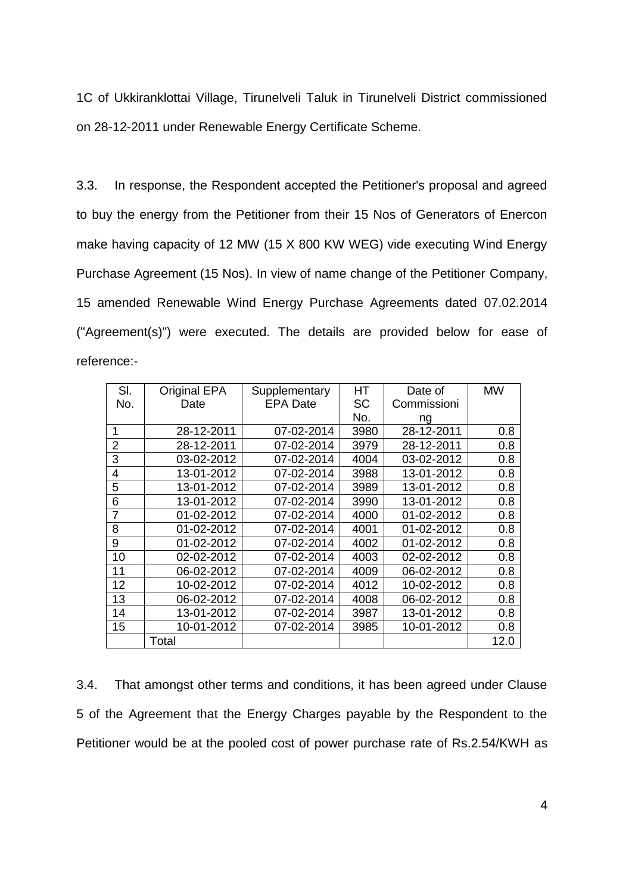1C of Ukkiranklottai Village, Tirunelveli Taluk in Tirunelveli District commissioned on 28-12-2011 under Renewable Energy Certificate Scheme.

3.3. In response, the Respondent accepted the Petitioner's proposal and agreed to buy the energy from the Petitioner from their 15 Nos of Generators of Enercon make having capacity of 12 MW (15 X 800 KW WEG) vide executing Wind Energy Purchase Agreement (15 Nos). In view of name change of the Petitioner Company, 15 amended Renewable Wind Energy Purchase Agreements dated 07.02.2014 ("Agreement(s)") were executed. The details are provided below for ease of reference:-

| Sl. No. | Original EPA Date | Supplementary EPA Date | HT SC No. | Date of Commissioning | MW |
|---|---|---|---|---|---|
| 1 | 28-12-2011 | 07-02-2014 | 3980 | 28-12-2011 | 0.8 |
| 2 | 28-12-2011 | 07-02-2014 | 3979 | 28-12-2011 | 0.8 |
| 3 | 03-02-2012 | 07-02-2014 | 4004 | 03-02-2012 | 0.8 |
| 4 | 13-01-2012 | 07-02-2014 | 3988 | 13-01-2012 | 0.8 |
| 5 | 13-01-2012 | 07-02-2014 | 3989 | 13-01-2012 | 0.8 |
| 6 | 13-01-2012 | 07-02-2014 | 3990 | 13-01-2012 | 0.8 |
| 7 | 01-02-2012 | 07-02-2014 | 4000 | 01-02-2012 | 0.8 |
| 8 | 01-02-2012 | 07-02-2014 | 4001 | 01-02-2012 | 0.8 |
| 9 | 01-02-2012 | 07-02-2014 | 4002 | 01-02-2012 | 0.8 |
| 10 | 02-02-2012 | 07-02-2014 | 4003 | 02-02-2012 | 0.8 |
| 11 | 06-02-2012 | 07-02-2014 | 4009 | 06-02-2012 | 0.8 |
| 12 | 10-02-2012 | 07-02-2014 | 4012 | 10-02-2012 | 0.8 |
| 13 | 06-02-2012 | 07-02-2014 | 4008 | 06-02-2012 | 0.8 |
| 14 | 13-01-2012 | 07-02-2014 | 3987 | 13-01-2012 | 0.8 |
| 15 | 10-01-2012 | 07-02-2014 | 3985 | 10-01-2012 | 0.8 |
| | Total | | | | 12.0 |

3.4. That amongst other terms and conditions, it has been agreed under Clause 5 of the Agreement that the Energy Charges payable by the Respondent to the Petitioner would be at the pooled cost of power purchase rate of Rs.2.54/KWH as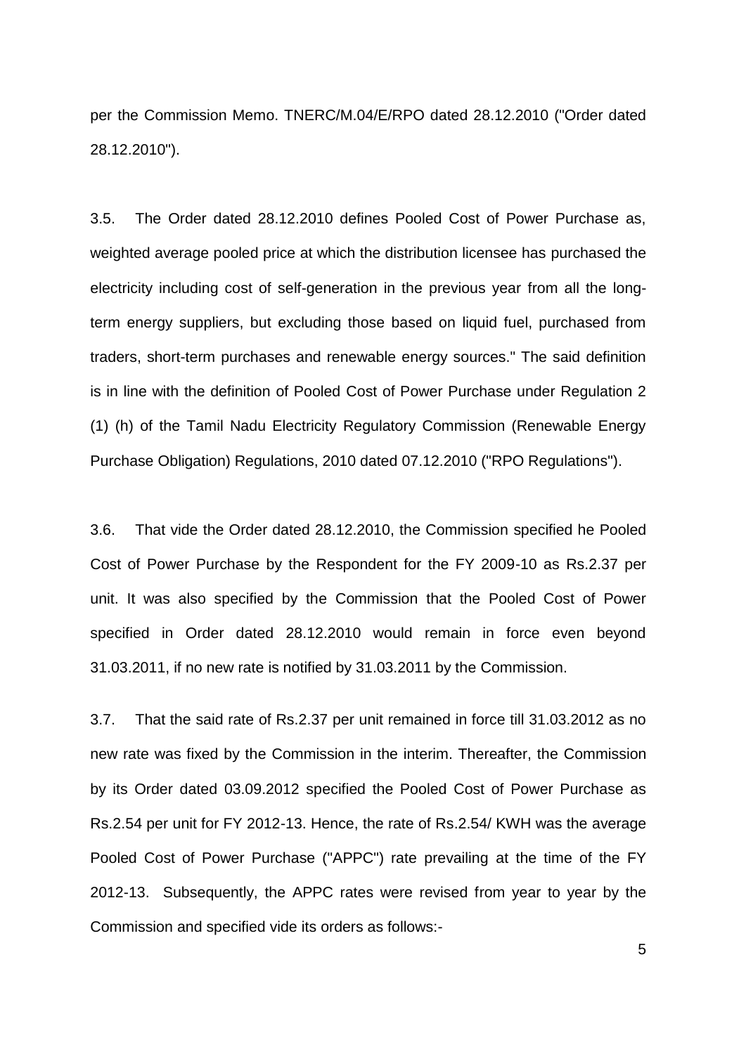per the Commission Memo. TNERC/M.04/E/RPO dated 28.12.2010 ("Order dated 28.12.2010").

3.5. The Order dated 28.12.2010 defines Pooled Cost of Power Purchase as, weighted average pooled price at which the distribution licensee has purchased the electricity including cost of self-generation in the previous year from all the long-term energy suppliers, but excluding those based on liquid fuel, purchased from traders, short-term purchases and renewable energy sources." The said definition is in line with the definition of Pooled Cost of Power Purchase under Regulation 2 (1) (h) of the Tamil Nadu Electricity Regulatory Commission (Renewable Energy Purchase Obligation) Regulations, 2010 dated 07.12.2010 ("RPO Regulations").

3.6. That vide the Order dated 28.12.2010, the Commission specified he Pooled Cost of Power Purchase by the Respondent for the FY 2009-10 as Rs.2.37 per unit. It was also specified by the Commission that the Pooled Cost of Power specified in Order dated 28.12.2010 would remain in force even beyond 31.03.2011, if no new rate is notified by 31.03.2011 by the Commission.

3.7. That the said rate of Rs.2.37 per unit remained in force till 31.03.2012 as no new rate was fixed by the Commission in the interim. Thereafter, the Commission by its Order dated 03.09.2012 specified the Pooled Cost of Power Purchase as Rs.2.54 per unit for FY 2012-13. Hence, the rate of Rs.2.54/ KWH was the average Pooled Cost of Power Purchase ("APPC") rate prevailing at the time of the FY 2012-13. Subsequently, the APPC rates were revised from year to year by the Commission and specified vide its orders as follows:-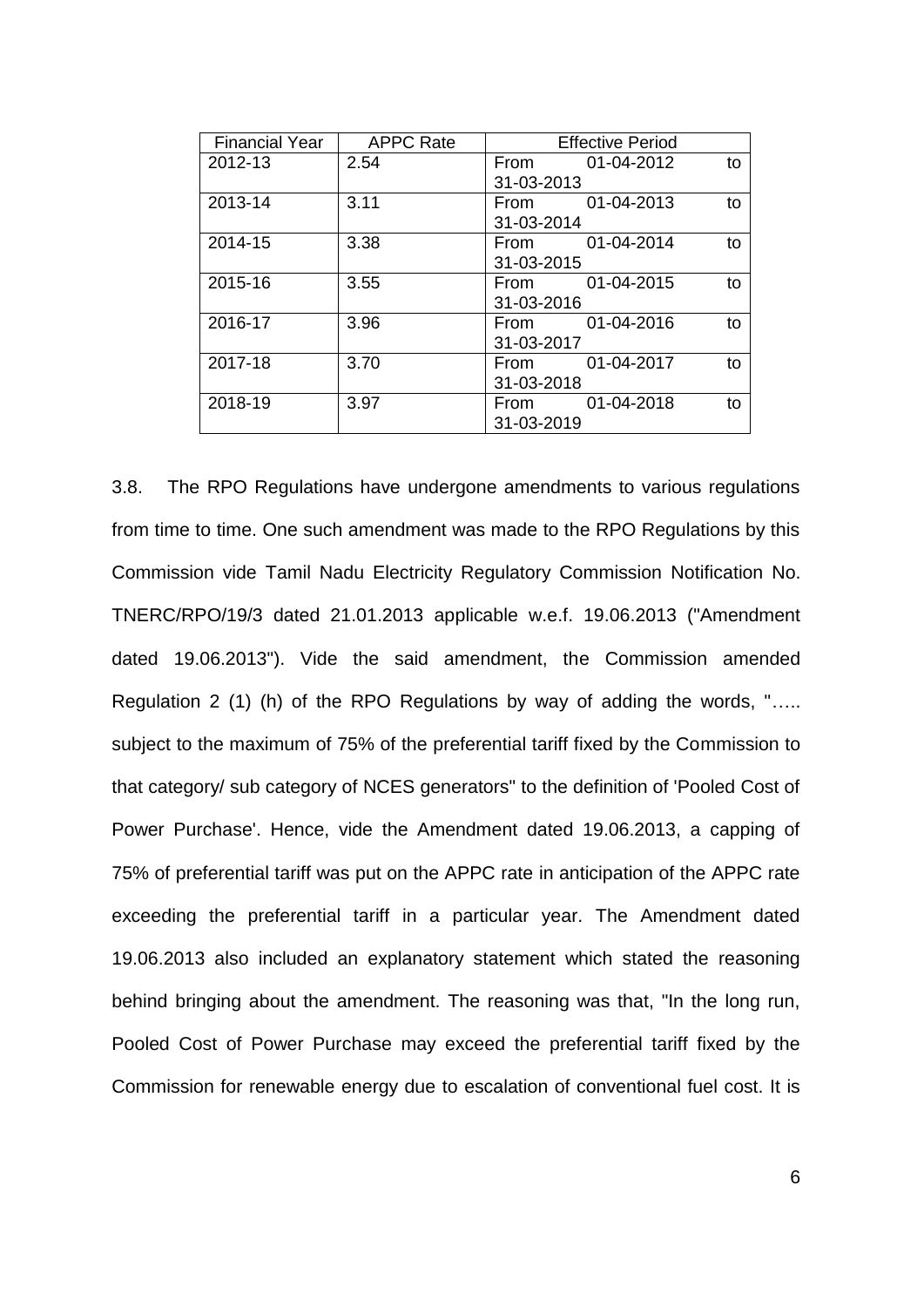| Financial Year | APPC Rate | Effective Period |
|---|---|---|
| 2012-13 | 2.54 | From 01-04-2012 to 31-03-2013 |
| 2013-14 | 3.11 | From 01-04-2013 to 31-03-2014 |
| 2014-15 | 3.38 | From 01-04-2014 to 31-03-2015 |
| 2015-16 | 3.55 | From 01-04-2015 to 31-03-2016 |
| 2016-17 | 3.96 | From 01-04-2016 to 31-03-2017 |
| 2017-18 | 3.70 | From 01-04-2017 to 31-03-2018 |
| 2018-19 | 3.97 | From 01-04-2018 to 31-03-2019 |

3.8. The RPO Regulations have undergone amendments to various regulations from time to time. One such amendment was made to the RPO Regulations by this Commission vide Tamil Nadu Electricity Regulatory Commission Notification No. TNERC/RPO/19/3 dated 21.01.2013 applicable w.e.f. 19.06.2013 ("Amendment dated 19.06.2013"). Vide the said amendment, the Commission amended Regulation 2 (1) (h) of the RPO Regulations by way of adding the words, "….. subject to the maximum of 75% of the preferential tariff fixed by the Commission to that category/ sub category of NCES generators" to the definition of 'Pooled Cost of Power Purchase'. Hence, vide the Amendment dated 19.06.2013, a capping of 75% of preferential tariff was put on the APPC rate in anticipation of the APPC rate exceeding the preferential tariff in a particular year. The Amendment dated 19.06.2013 also included an explanatory statement which stated the reasoning behind bringing about the amendment. The reasoning was that, "In the long run, Pooled Cost of Power Purchase may exceed the preferential tariff fixed by the Commission for renewable energy due to escalation of conventional fuel cost. It is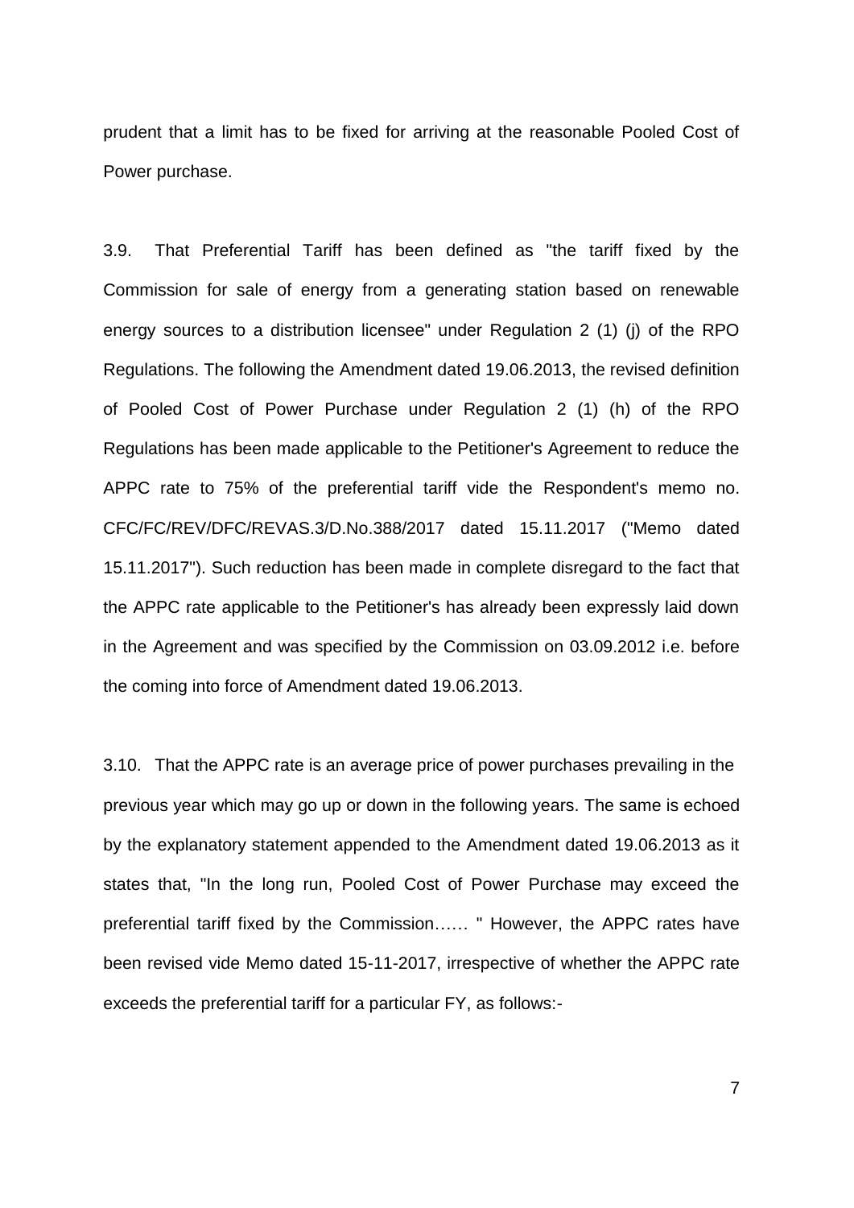prudent that a limit has to be fixed for arriving at the reasonable Pooled Cost of Power purchase.

3.9. That Preferential Tariff has been defined as "the tariff fixed by the Commission for sale of energy from a generating station based on renewable energy sources to a distribution licensee" under Regulation 2 (1) (j) of the RPO Regulations. The following the Amendment dated 19.06.2013, the revised definition of Pooled Cost of Power Purchase under Regulation 2 (1) (h) of the RPO Regulations has been made applicable to the Petitioner's Agreement to reduce the APPC rate to 75% of the preferential tariff vide the Respondent's memo no. CFC/FC/REV/DFC/REVAS.3/D.No.388/2017 dated 15.11.2017 ("Memo dated 15.11.2017"). Such reduction has been made in complete disregard to the fact that the APPC rate applicable to the Petitioner's has already been expressly laid down in the Agreement and was specified by the Commission on 03.09.2012 i.e. before the coming into force of Amendment dated 19.06.2013.

3.10. That the APPC rate is an average price of power purchases prevailing in the previous year which may go up or down in the following years. The same is echoed by the explanatory statement appended to the Amendment dated 19.06.2013 as it states that, "In the long run, Pooled Cost of Power Purchase may exceed the preferential tariff fixed by the Commission…… " However, the APPC rates have been revised vide Memo dated 15-11-2017, irrespective of whether the APPC rate exceeds the preferential tariff for a particular FY, as follows:-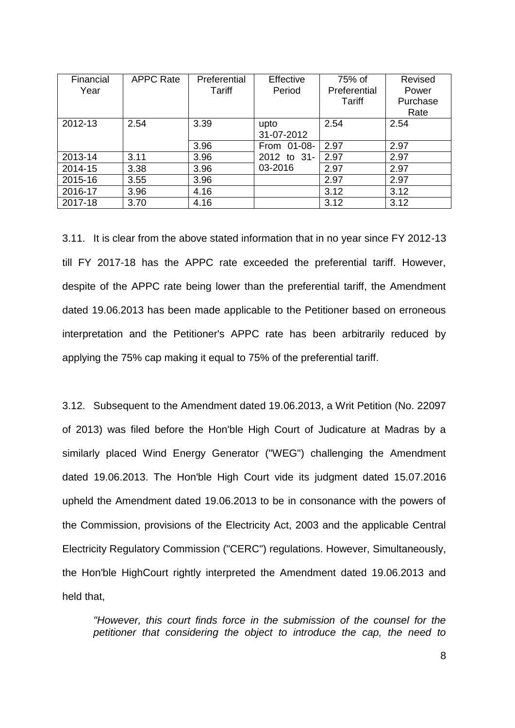| Financial Year | APPC Rate | Preferential Tariff | Effective Period | 75% of Preferential Tariff | Revised Power Purchase Rate |
|---|---|---|---|---|---|
| 2012-13 | 2.54 | 3.39 | upto 31-07-2012 | 2.54 | 2.54 |
| | | 3.96 | From 01-08-2012 to 31-03-2016 | 2.97 | 2.97 |
| 2013-14 | 3.11 | 3.96 | | 2.97 | 2.97 |
| 2014-15 | 3.38 | 3.96 | | 2.97 | 2.97 |
| 2015-16 | 3.55 | 3.96 | | 2.97 | 2.97 |
| 2016-17 | 3.96 | 4.16 | | 3.12 | 3.12 |
| 2017-18 | 3.70 | 4.16 | | 3.12 | 3.12 |

3.11. It is clear from the above stated information that in no year since FY 2012-13 till FY 2017-18 has the APPC rate exceeded the preferential tariff. However, despite of the APPC rate being lower than the preferential tariff, the Amendment dated 19.06.2013 has been made applicable to the Petitioner based on erroneous interpretation and the Petitioner's APPC rate has been arbitrarily reduced by applying the 75% cap making it equal to 75% of the preferential tariff.

3.12. Subsequent to the Amendment dated 19.06.2013, a Writ Petition (No. 22097 of 2013) was filed before the Hon'ble High Court of Judicature at Madras by a similarly placed Wind Energy Generator ("WEG") challenging the Amendment dated 19.06.2013. The Hon'ble High Court vide its judgment dated 15.07.2016 upheld the Amendment dated 19.06.2013 to be in consonance with the powers of the Commission, provisions of the Electricity Act, 2003 and the applicable Central Electricity Regulatory Commission ("CERC") regulations. However, Simultaneously, the Hon'ble HighCourt rightly interpreted the Amendment dated 19.06.2013 and held that,

> *"However, this court finds force in the submission of the counsel for the petitioner that considering the object to introduce the cap, the need to*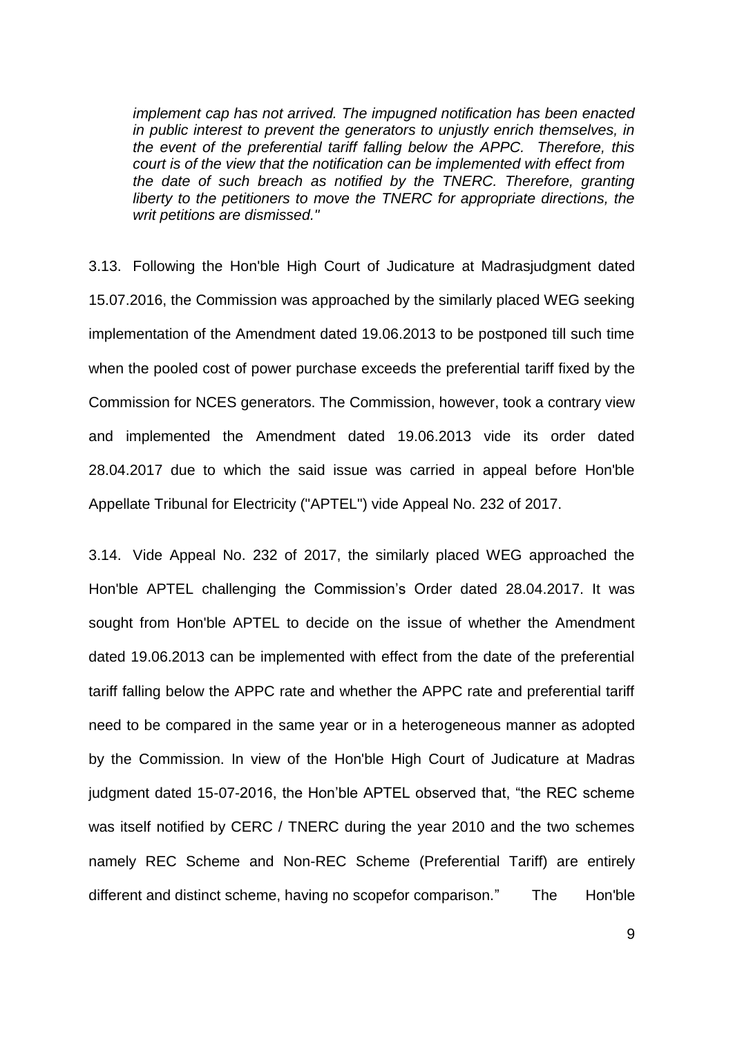*implement cap has not arrived. The impugned notification has been enacted in public interest to prevent the generators to unjustly enrich themselves, in the event of the preferential tariff falling below the APPC. Therefore, this court is of the view that the notification can be implemented with effect from the date of such breach as notified by the TNERC. Therefore, granting liberty to the petitioners to move the TNERC for appropriate directions, the writ petitions are dismissed."*

3.13. Following the Hon'ble High Court of Judicature at Madrasjudgment dated 15.07.2016, the Commission was approached by the similarly placed WEG seeking implementation of the Amendment dated 19.06.2013 to be postponed till such time when the pooled cost of power purchase exceeds the preferential tariff fixed by the Commission for NCES generators. The Commission, however, took a contrary view and implemented the Amendment dated 19.06.2013 vide its order dated 28.04.2017 due to which the said issue was carried in appeal before Hon'ble Appellate Tribunal for Electricity ("APTEL") vide Appeal No. 232 of 2017.

3.14. Vide Appeal No. 232 of 2017, the similarly placed WEG approached the Hon'ble APTEL challenging the Commission's Order dated 28.04.2017. It was sought from Hon'ble APTEL to decide on the issue of whether the Amendment dated 19.06.2013 can be implemented with effect from the date of the preferential tariff falling below the APPC rate and whether the APPC rate and preferential tariff need to be compared in the same year or in a heterogeneous manner as adopted by the Commission. In view of the Hon'ble High Court of Judicature at Madras judgment dated 15-07-2016, the Hon'ble APTEL observed that, "the REC scheme was itself notified by CERC / TNERC during the year 2010 and the two schemes namely REC Scheme and Non-REC Scheme (Preferential Tariff) are entirely different and distinct scheme, having no scopefor comparison." The Hon'ble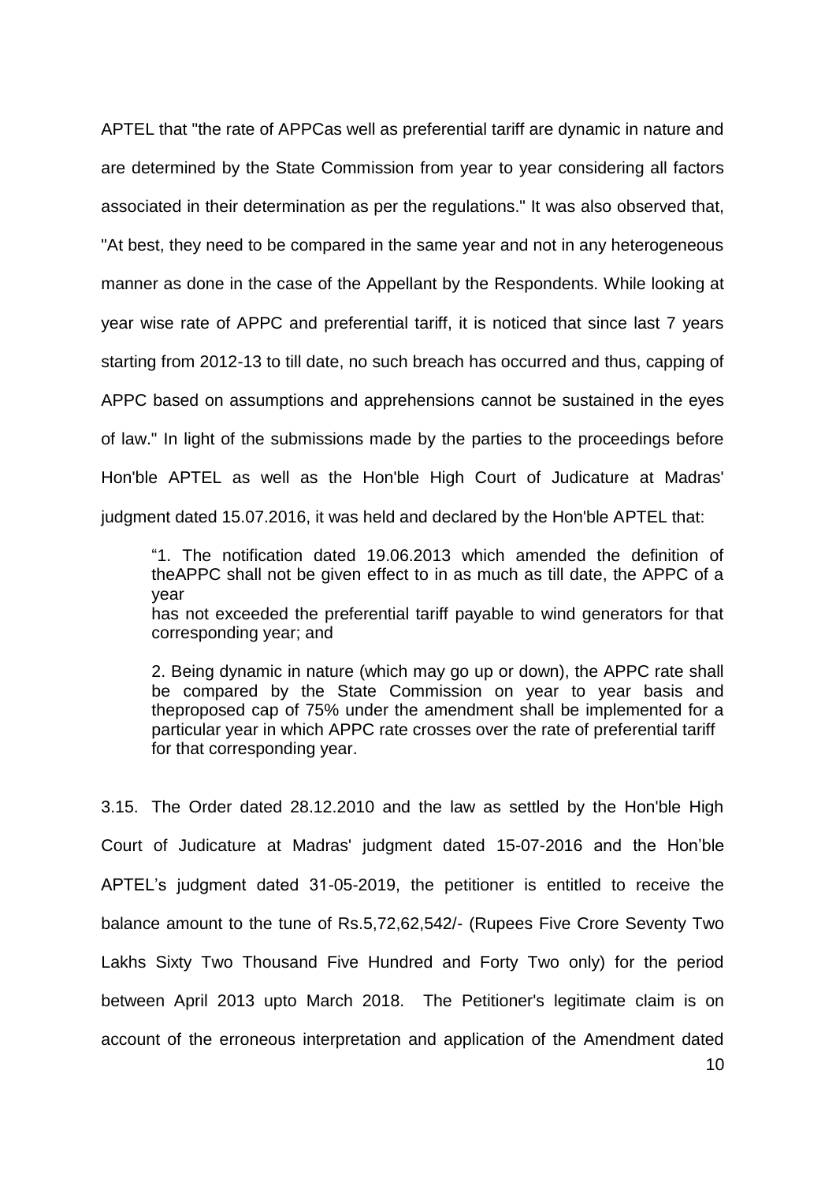APTEL that "the rate of APPCas well as preferential tariff are dynamic in nature and are determined by the State Commission from year to year considering all factors associated in their determination as per the regulations." It was also observed that, "At best, they need to be compared in the same year and not in any heterogeneous manner as done in the case of the Appellant by the Respondents. While looking at year wise rate of APPC and preferential tariff, it is noticed that since last 7 years starting from 2012-13 to till date, no such breach has occurred and thus, capping of APPC based on assumptions and apprehensions cannot be sustained in the eyes of law." In light of the submissions made by the parties to the proceedings before Hon'ble APTEL as well as the Hon'ble High Court of Judicature at Madras' judgment dated 15.07.2016, it was held and declared by the Hon'ble APTEL that:

> "1. The notification dated 19.06.2013 which amended the definition of theAPPC shall not be given effect to in as much as till date, the APPC of a year
> has not exceeded the preferential tariff payable to wind generators for that corresponding year; and
>
> 2. Being dynamic in nature (which may go up or down), the APPC rate shall be compared by the State Commission on year to year basis and theproposed cap of 75% under the amendment shall be implemented for a particular year in which APPC rate crosses over the rate of preferential tariff for that corresponding year.

3.15. The Order dated 28.12.2010 and the law as settled by the Hon'ble High Court of Judicature at Madras' judgment dated 15-07-2016 and the Hon'ble APTEL's judgment dated 31-05-2019, the petitioner is entitled to receive the balance amount to the tune of Rs.5,72,62,542/- (Rupees Five Crore Seventy Two Lakhs Sixty Two Thousand Five Hundred and Forty Two only) for the period between April 2013 upto March 2018. The Petitioner's legitimate claim is on account of the erroneous interpretation and application of the Amendment dated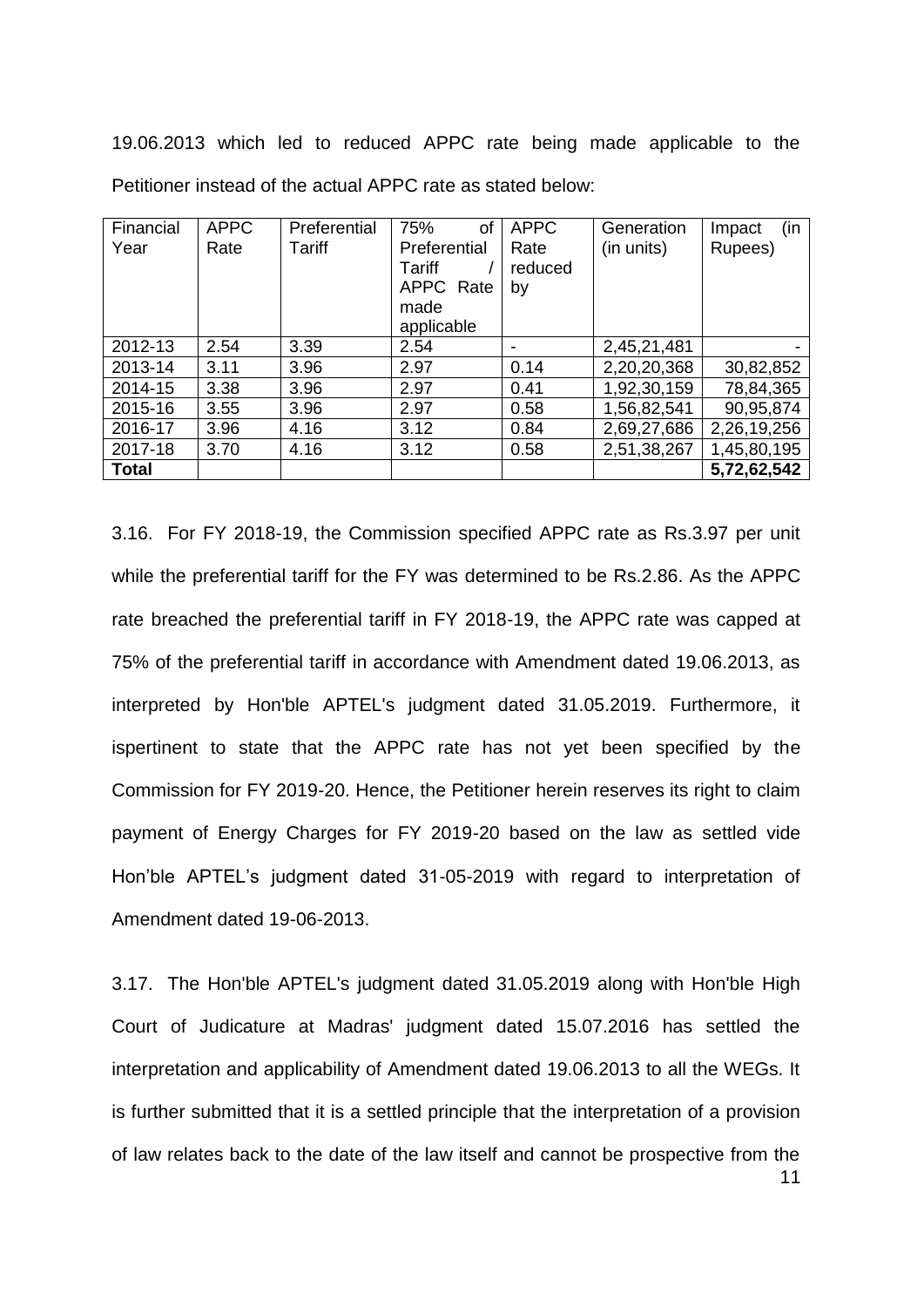19.06.2013 which led to reduced APPC rate being made applicable to the Petitioner instead of the actual APPC rate as stated below:

| Financial Year | APPC Rate | Preferential Tariff | 75% of Preferential Tariff / APPC Rate made applicable | APPC Rate reduced by | Generation (in units) | Impact (in Rupees) |
|---|---|---|---|---|---|---|
| 2012-13 | 2.54 | 3.39 | 2.54 | - | 2,45,21,481 | - |
| 2013-14 | 3.11 | 3.96 | 2.97 | 0.14 | 2,20,20,368 | 30,82,852 |
| 2014-15 | 3.38 | 3.96 | 2.97 | 0.41 | 1,92,30,159 | 78,84,365 |
| 2015-16 | 3.55 | 3.96 | 2.97 | 0.58 | 1,56,82,541 | 90,95,874 |
| 2016-17 | 3.96 | 4.16 | 3.12 | 0.84 | 2,69,27,686 | 2,26,19,256 |
| 2017-18 | 3.70 | 4.16 | 3.12 | 0.58 | 2,51,38,267 | 1,45,80,195 |
| **Total** | | | | | | **5,72,62,542** |

3.16. For FY 2018-19, the Commission specified APPC rate as Rs.3.97 per unit while the preferential tariff for the FY was determined to be Rs.2.86. As the APPC rate breached the preferential tariff in FY 2018-19, the APPC rate was capped at 75% of the preferential tariff in accordance with Amendment dated 19.06.2013, as interpreted by Hon'ble APTEL's judgment dated 31.05.2019. Furthermore, it ispertinent to state that the APPC rate has not yet been specified by the Commission for FY 2019-20. Hence, the Petitioner herein reserves its right to claim payment of Energy Charges for FY 2019-20 based on the law as settled vide Hon'ble APTEL's judgment dated 31-05-2019 with regard to interpretation of Amendment dated 19-06-2013.

3.17. The Hon'ble APTEL's judgment dated 31.05.2019 along with Hon'ble High Court of Judicature at Madras' judgment dated 15.07.2016 has settled the interpretation and applicability of Amendment dated 19.06.2013 to all the WEGs. It is further submitted that it is a settled principle that the interpretation of a provision of law relates back to the date of the law itself and cannot be prospective from the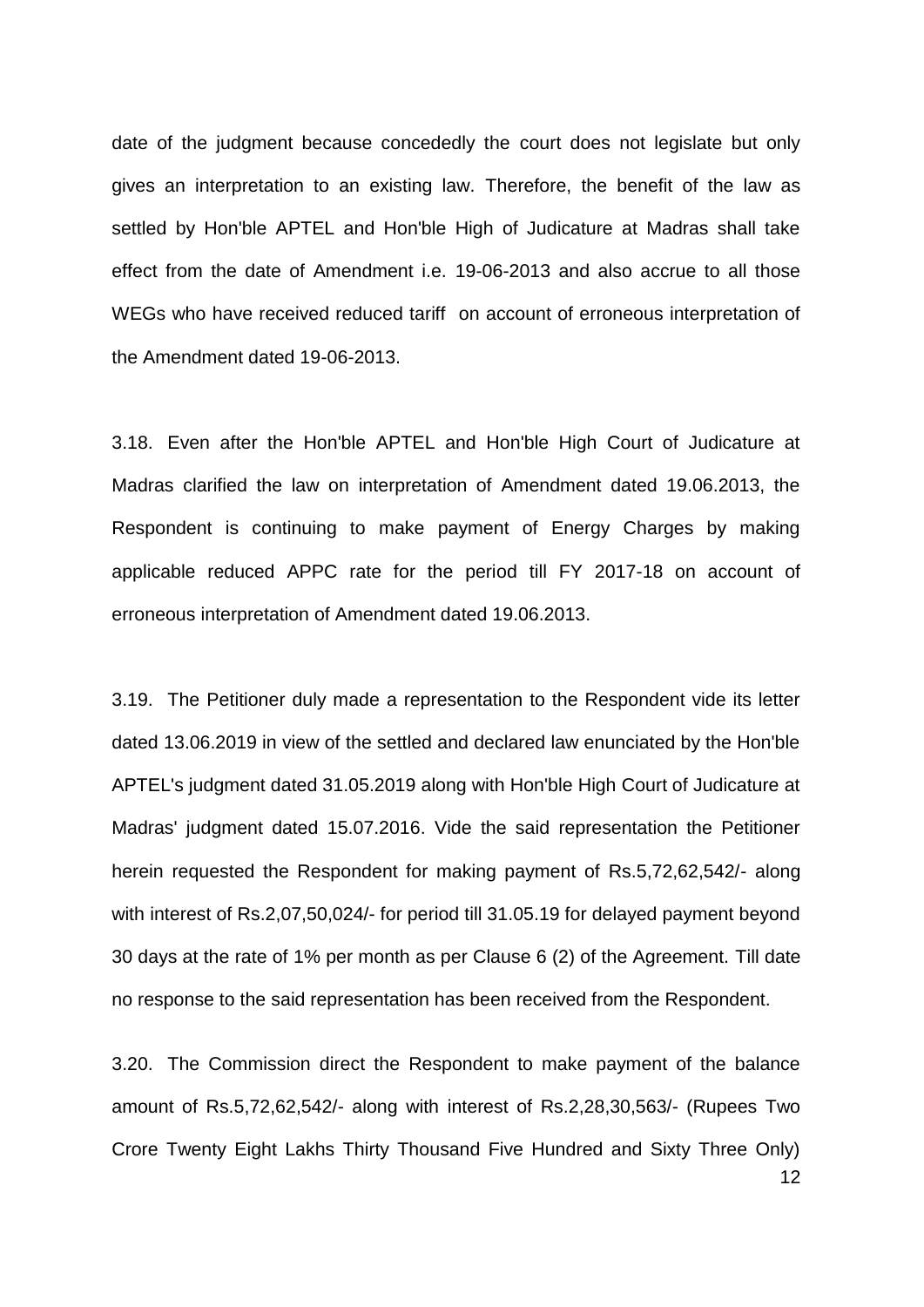date of the judgment because concededly the court does not legislate but only gives an interpretation to an existing law. Therefore, the benefit of the law as settled by Hon'ble APTEL and Hon'ble High of Judicature at Madras shall take effect from the date of Amendment i.e. 19-06-2013 and also accrue to all those WEGs who have received reduced tariff on account of erroneous interpretation of the Amendment dated 19-06-2013.

3.18. Even after the Hon'ble APTEL and Hon'ble High Court of Judicature at Madras clarified the law on interpretation of Amendment dated 19.06.2013, the Respondent is continuing to make payment of Energy Charges by making applicable reduced APPC rate for the period till FY 2017-18 on account of erroneous interpretation of Amendment dated 19.06.2013.

3.19. The Petitioner duly made a representation to the Respondent vide its letter dated 13.06.2019 in view of the settled and declared law enunciated by the Hon'ble APTEL's judgment dated 31.05.2019 along with Hon'ble High Court of Judicature at Madras' judgment dated 15.07.2016. Vide the said representation the Petitioner herein requested the Respondent for making payment of Rs.5,72,62,542/- along with interest of Rs.2,07,50,024/- for period till 31.05.19 for delayed payment beyond 30 days at the rate of 1% per month as per Clause 6 (2) of the Agreement. Till date no response to the said representation has been received from the Respondent.

3.20. The Commission direct the Respondent to make payment of the balance amount of Rs.5,72,62,542/- along with interest of Rs.2,28,30,563/- (Rupees Two Crore Twenty Eight Lakhs Thirty Thousand Five Hundred and Sixty Three Only)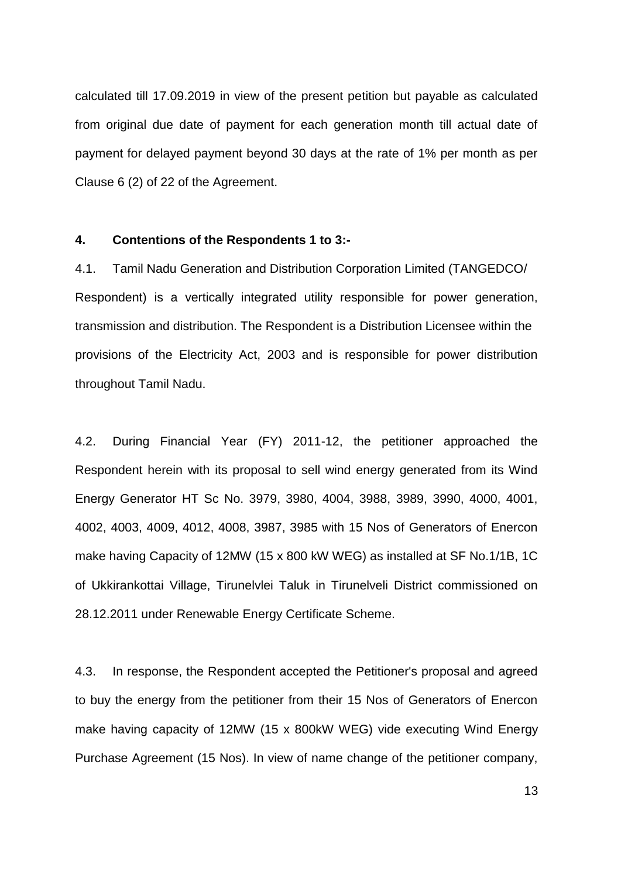calculated till 17.09.2019 in view of the present petition but payable as calculated from original due date of payment for each generation month till actual date of payment for delayed payment beyond 30 days at the rate of 1% per month as per Clause 6 (2) of 22 of the Agreement.

**4. Contentions of the Respondents 1 to 3:-**

4.1. Tamil Nadu Generation and Distribution Corporation Limited (TANGEDCO/ Respondent) is a vertically integrated utility responsible for power generation, transmission and distribution. The Respondent is a Distribution Licensee within the provisions of the Electricity Act, 2003 and is responsible for power distribution throughout Tamil Nadu.

4.2. During Financial Year (FY) 2011-12, the petitioner approached the Respondent herein with its proposal to sell wind energy generated from its Wind Energy Generator HT Sc No. 3979, 3980, 4004, 3988, 3989, 3990, 4000, 4001, 4002, 4003, 4009, 4012, 4008, 3987, 3985 with 15 Nos of Generators of Enercon make having Capacity of 12MW (15 x 800 kW WEG) as installed at SF No.1/1B, 1C of Ukkirankottai Village, Tirunelvlei Taluk in Tirunelveli District commissioned on 28.12.2011 under Renewable Energy Certificate Scheme.

4.3. In response, the Respondent accepted the Petitioner's proposal and agreed to buy the energy from the petitioner from their 15 Nos of Generators of Enercon make having capacity of 12MW (15 x 800kW WEG) vide executing Wind Energy Purchase Agreement (15 Nos). In view of name change of the petitioner company,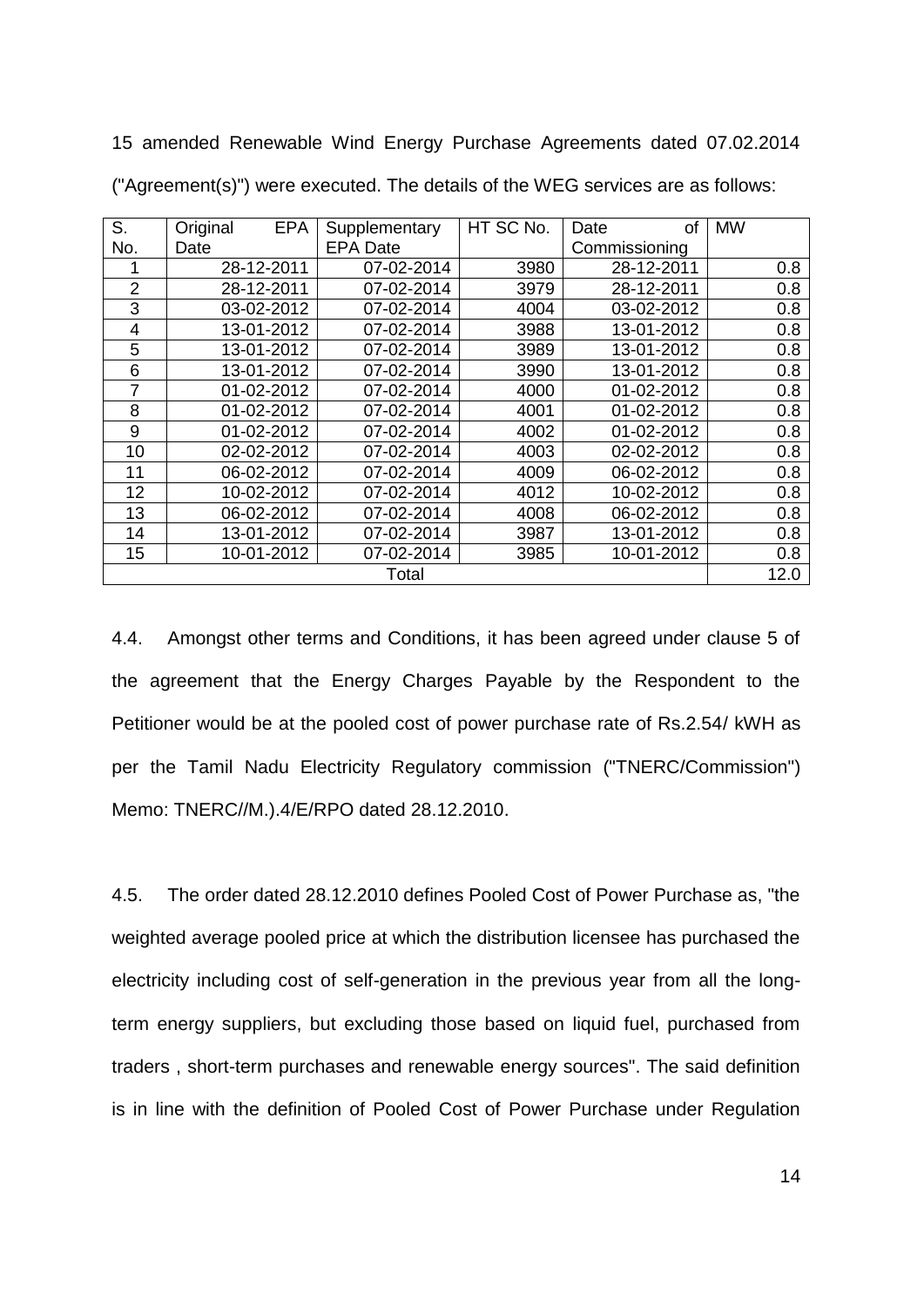15 amended Renewable Wind Energy Purchase Agreements dated 07.02.2014 ("Agreement(s)") were executed. The details of the WEG services are as follows:

| S. No. | Original EPA Date | Supplementary EPA Date | HT SC No. | Date of Commissioning | MW |
|---|---|---|---|---|---|
| 1 | 28-12-2011 | 07-02-2014 | 3980 | 28-12-2011 | 0.8 |
| 2 | 28-12-2011 | 07-02-2014 | 3979 | 28-12-2011 | 0.8 |
| 3 | 03-02-2012 | 07-02-2014 | 4004 | 03-02-2012 | 0.8 |
| 4 | 13-01-2012 | 07-02-2014 | 3988 | 13-01-2012 | 0.8 |
| 5 | 13-01-2012 | 07-02-2014 | 3989 | 13-01-2012 | 0.8 |
| 6 | 13-01-2012 | 07-02-2014 | 3990 | 13-01-2012 | 0.8 |
| 7 | 01-02-2012 | 07-02-2014 | 4000 | 01-02-2012 | 0.8 |
| 8 | 01-02-2012 | 07-02-2014 | 4001 | 01-02-2012 | 0.8 |
| 9 | 01-02-2012 | 07-02-2014 | 4002 | 01-02-2012 | 0.8 |
| 10 | 02-02-2012 | 07-02-2014 | 4003 | 02-02-2012 | 0.8 |
| 11 | 06-02-2012 | 07-02-2014 | 4009 | 06-02-2012 | 0.8 |
| 12 | 10-02-2012 | 07-02-2014 | 4012 | 10-02-2012 | 0.8 |
| 13 | 06-02-2012 | 07-02-2014 | 4008 | 06-02-2012 | 0.8 |
| 14 | 13-01-2012 | 07-02-2014 | 3987 | 13-01-2012 | 0.8 |
| 15 | 10-01-2012 | 07-02-2014 | 3985 | 10-01-2012 | 0.8 |
| Total | | | | | 12.0 |

4.4. Amongst other terms and Conditions, it has been agreed under clause 5 of the agreement that the Energy Charges Payable by the Respondent to the Petitioner would be at the pooled cost of power purchase rate of Rs.2.54/ kWH as per the Tamil Nadu Electricity Regulatory commission ("TNERC/Commission") Memo: TNERC//M.).4/E/RPO dated 28.12.2010.

4.5. The order dated 28.12.2010 defines Pooled Cost of Power Purchase as, "the weighted average pooled price at which the distribution licensee has purchased the electricity including cost of self-generation in the previous year from all the long-term energy suppliers, but excluding those based on liquid fuel, purchased from traders , short-term purchases and renewable energy sources". The said definition is in line with the definition of Pooled Cost of Power Purchase under Regulation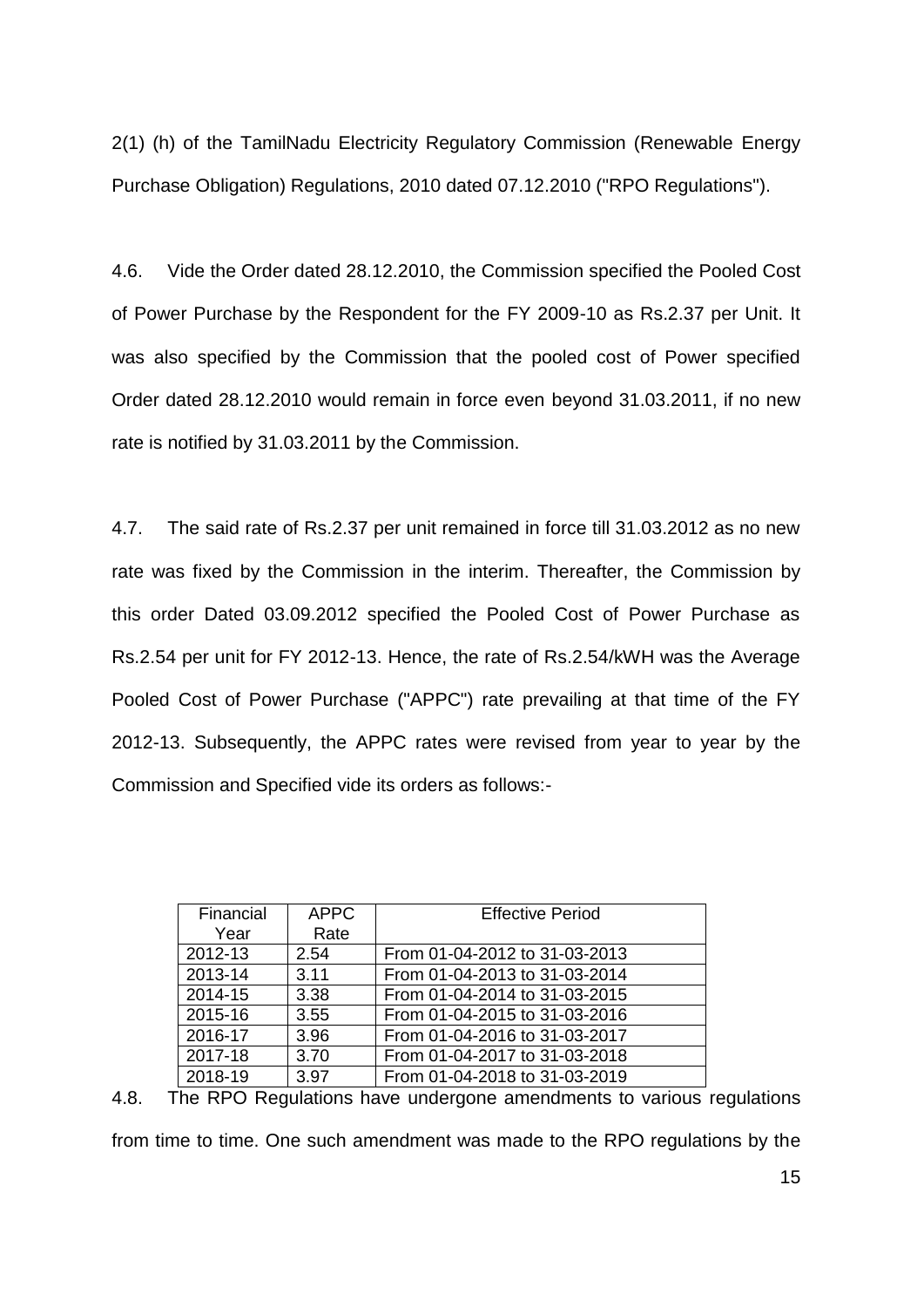2(1) (h) of the TamilNadu Electricity Regulatory Commission (Renewable Energy Purchase Obligation) Regulations, 2010 dated 07.12.2010 ("RPO Regulations").

4.6. Vide the Order dated 28.12.2010, the Commission specified the Pooled Cost of Power Purchase by the Respondent for the FY 2009-10 as Rs.2.37 per Unit. It was also specified by the Commission that the pooled cost of Power specified Order dated 28.12.2010 would remain in force even beyond 31.03.2011, if no new rate is notified by 31.03.2011 by the Commission.

4.7. The said rate of Rs.2.37 per unit remained in force till 31.03.2012 as no new rate was fixed by the Commission in the interim. Thereafter, the Commission by this order Dated 03.09.2012 specified the Pooled Cost of Power Purchase as Rs.2.54 per unit for FY 2012-13. Hence, the rate of Rs.2.54/kWH was the Average Pooled Cost of Power Purchase ("APPC") rate prevailing at that time of the FY 2012-13. Subsequently, the APPC rates were revised from year to year by the Commission and Specified vide its orders as follows:-

| Financial Year | APPC Rate | Effective Period |
|---|---|---|
| 2012-13 | 2.54 | From 01-04-2012 to 31-03-2013 |
| 2013-14 | 3.11 | From 01-04-2013 to 31-03-2014 |
| 2014-15 | 3.38 | From 01-04-2014 to 31-03-2015 |
| 2015-16 | 3.55 | From 01-04-2015 to 31-03-2016 |
| 2016-17 | 3.96 | From 01-04-2016 to 31-03-2017 |
| 2017-18 | 3.70 | From 01-04-2017 to 31-03-2018 |
| 2018-19 | 3.97 | From 01-04-2018 to 31-03-2019 |

4.8. The RPO Regulations have undergone amendments to various regulations from time to time. One such amendment was made to the RPO regulations by the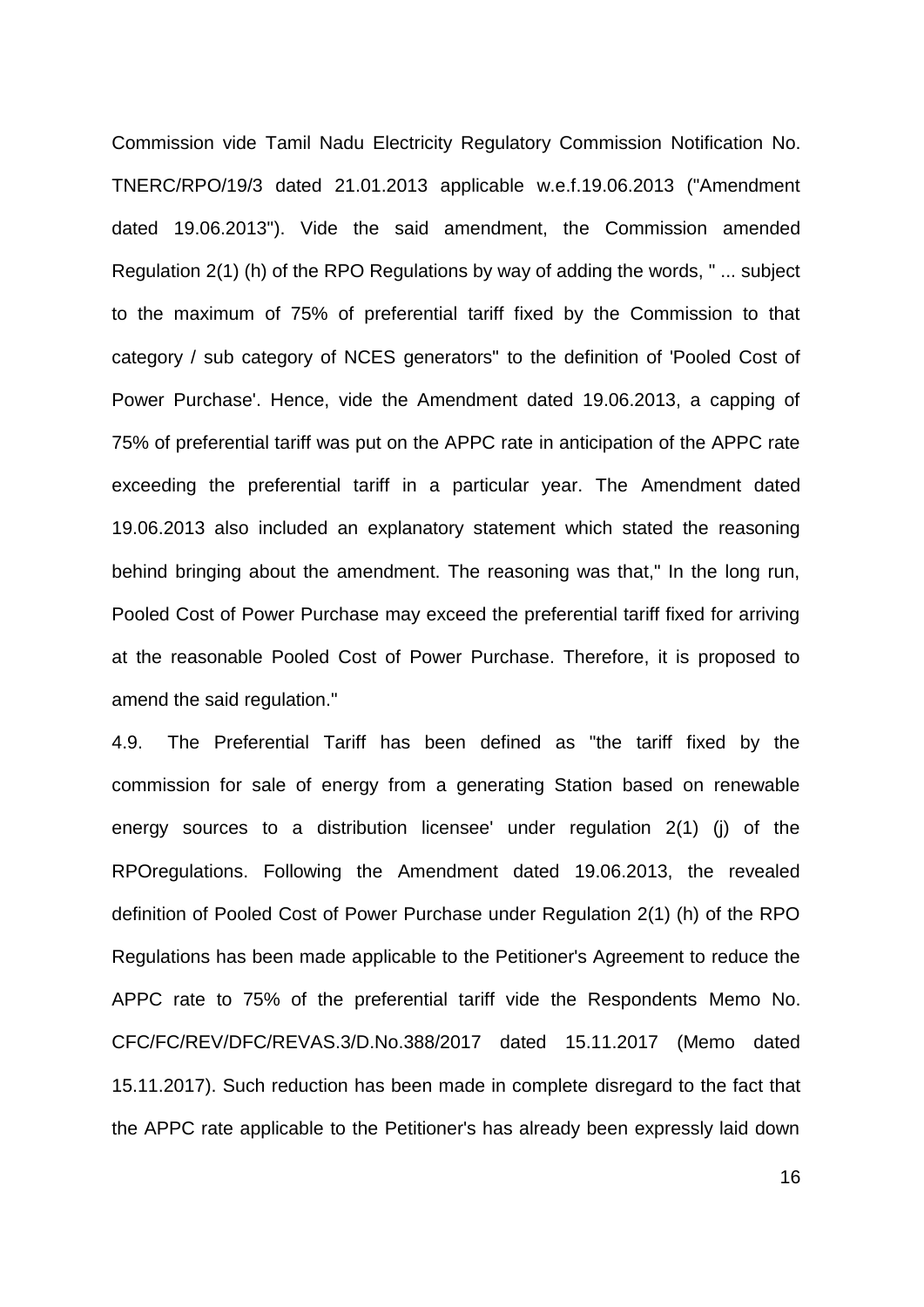Commission vide Tamil Nadu Electricity Regulatory Commission Notification No. TNERC/RPO/19/3 dated 21.01.2013 applicable w.e.f.19.06.2013 ("Amendment dated 19.06.2013"). Vide the said amendment, the Commission amended Regulation 2(1) (h) of the RPO Regulations by way of adding the words, " ... subject to the maximum of 75% of preferential tariff fixed by the Commission to that category / sub category of NCES generators" to the definition of 'Pooled Cost of Power Purchase'. Hence, vide the Amendment dated 19.06.2013, a capping of 75% of preferential tariff was put on the APPC rate in anticipation of the APPC rate exceeding the preferential tariff in a particular year. The Amendment dated 19.06.2013 also included an explanatory statement which stated the reasoning behind bringing about the amendment. The reasoning was that," In the long run, Pooled Cost of Power Purchase may exceed the preferential tariff fixed for arriving at the reasonable Pooled Cost of Power Purchase. Therefore, it is proposed to amend the said regulation."

4.9. The Preferential Tariff has been defined as "the tariff fixed by the commission for sale of energy from a generating Station based on renewable energy sources to a distribution licensee' under regulation 2(1) (j) of the RPOregulations. Following the Amendment dated 19.06.2013, the revealed definition of Pooled Cost of Power Purchase under Regulation 2(1) (h) of the RPO Regulations has been made applicable to the Petitioner's Agreement to reduce the APPC rate to 75% of the preferential tariff vide the Respondents Memo No. CFC/FC/REV/DFC/REVAS.3/D.No.388/2017 dated 15.11.2017 (Memo dated 15.11.2017). Such reduction has been made in complete disregard to the fact that the APPC rate applicable to the Petitioner's has already been expressly laid down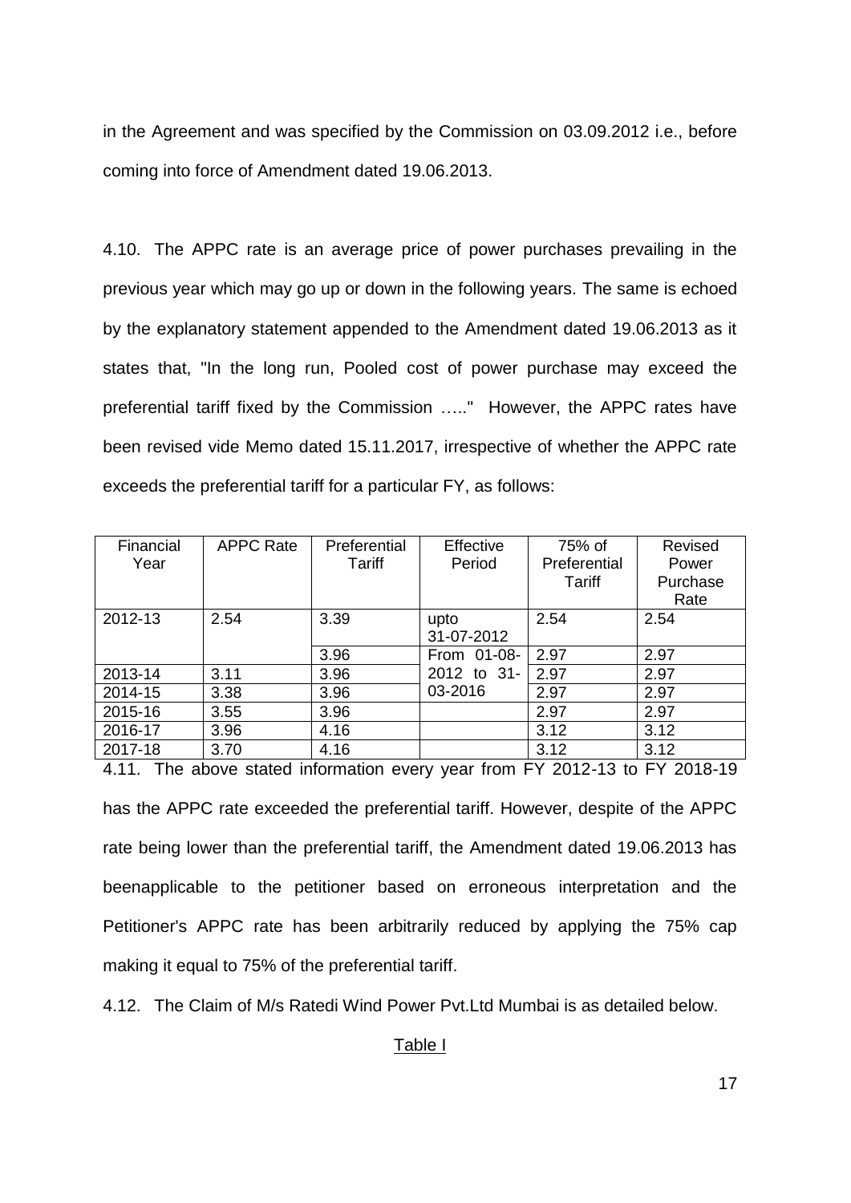in the Agreement and was specified by the Commission on 03.09.2012 i.e., before coming into force of Amendment dated 19.06.2013.

4.10. The APPC rate is an average price of power purchases prevailing in the previous year which may go up or down in the following years. The same is echoed by the explanatory statement appended to the Amendment dated 19.06.2013 as it states that, "In the long run, Pooled cost of power purchase may exceed the preferential tariff fixed by the Commission ….." However, the APPC rates have been revised vide Memo dated 15.11.2017, irrespective of whether the APPC rate exceeds the preferential tariff for a particular FY, as follows:

| Financial Year | APPC Rate | Preferential Tariff | Effective Period | 75% of Preferential Tariff | Revised Power Purchase Rate |
|---|---|---|---|---|---|
| 2012-13 | 2.54 | 3.39 | upto 31-07-2012 | 2.54 | 2.54 |
| | | 3.96 | From 01-08-2012 to 31-03-2016 | 2.97 | 2.97 |
| 2013-14 | 3.11 | 3.96 | | 2.97 | 2.97 |
| 2014-15 | 3.38 | 3.96 | | 2.97 | 2.97 |
| 2015-16 | 3.55 | 3.96 | | 2.97 | 2.97 |
| 2016-17 | 3.96 | 4.16 | | 3.12 | 3.12 |
| 2017-18 | 3.70 | 4.16 | | 3.12 | 3.12 |

4.11. The above stated information every year from FY 2012-13 to FY 2018-19 has the APPC rate exceeded the preferential tariff. However, despite of the APPC rate being lower than the preferential tariff, the Amendment dated 19.06.2013 has beenapplicable to the petitioner based on erroneous interpretation and the Petitioner's APPC rate has been arbitrarily reduced by applying the 75% cap making it equal to 75% of the preferential tariff.

4.12. The Claim of M/s Ratedi Wind Power Pvt.Ltd Mumbai is as detailed below.

Table I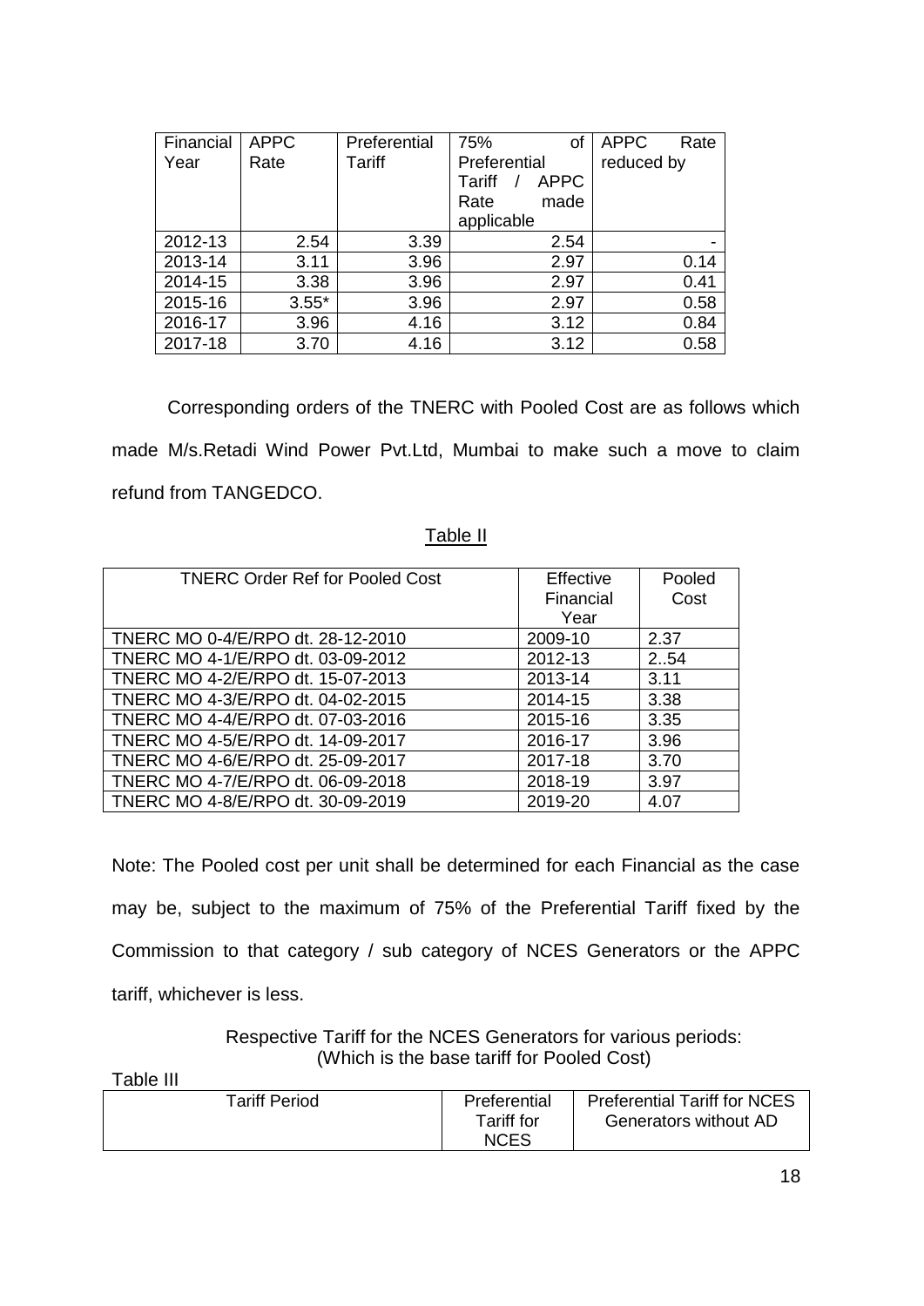| Financial Year | APPC Rate | Preferential Tariff | 75% of Preferential Tariff / APPC Rate made applicable | APPC Rate reduced by |
|---|---|---|---|---|
| 2012-13 | 2.54 | 3.39 | 2.54 | - |
| 2013-14 | 3.11 | 3.96 | 2.97 | 0.14 |
| 2014-15 | 3.38 | 3.96 | 2.97 | 0.41 |
| 2015-16 | 3.55* | 3.96 | 2.97 | 0.58 |
| 2016-17 | 3.96 | 4.16 | 3.12 | 0.84 |
| 2017-18 | 3.70 | 4.16 | 3.12 | 0.58 |

Corresponding orders of the TNERC with Pooled Cost are as follows which made M/s.Retadi Wind Power Pvt.Ltd, Mumbai to make such a move to claim refund from TANGEDCO.

Table II

| TNERC Order Ref for Pooled Cost | Effective Financial Year | Pooled Cost |
|---|---|---|
| TNERC MO 0-4/E/RPO dt. 28-12-2010 | 2009-10 | 2.37 |
| TNERC MO 4-1/E/RPO dt. 03-09-2012 | 2012-13 | 2..54 |
| TNERC MO 4-2/E/RPO dt. 15-07-2013 | 2013-14 | 3.11 |
| TNERC MO 4-3/E/RPO dt. 04-02-2015 | 2014-15 | 3.38 |
| TNERC MO 4-4/E/RPO dt. 07-03-2016 | 2015-16 | 3.35 |
| TNERC MO 4-5/E/RPO dt. 14-09-2017 | 2016-17 | 3.96 |
| TNERC MO 4-6/E/RPO dt. 25-09-2017 | 2017-18 | 3.70 |
| TNERC MO 4-7/E/RPO dt. 06-09-2018 | 2018-19 | 3.97 |
| TNERC MO 4-8/E/RPO dt. 30-09-2019 | 2019-20 | 4.07 |

Note: The Pooled cost per unit shall be determined for each Financial as the case may be, subject to the maximum of 75% of the Preferential Tariff fixed by the Commission to that category / sub category of NCES Generators or the APPC tariff, whichever is less.

Respective Tariff for the NCES Generators for various periods:
(Which is the base tariff for Pooled Cost)

Table III

| Tariff Period | Preferential Tariff for NCES | Preferential Tariff for NCES Generators without AD |
|---|---|---|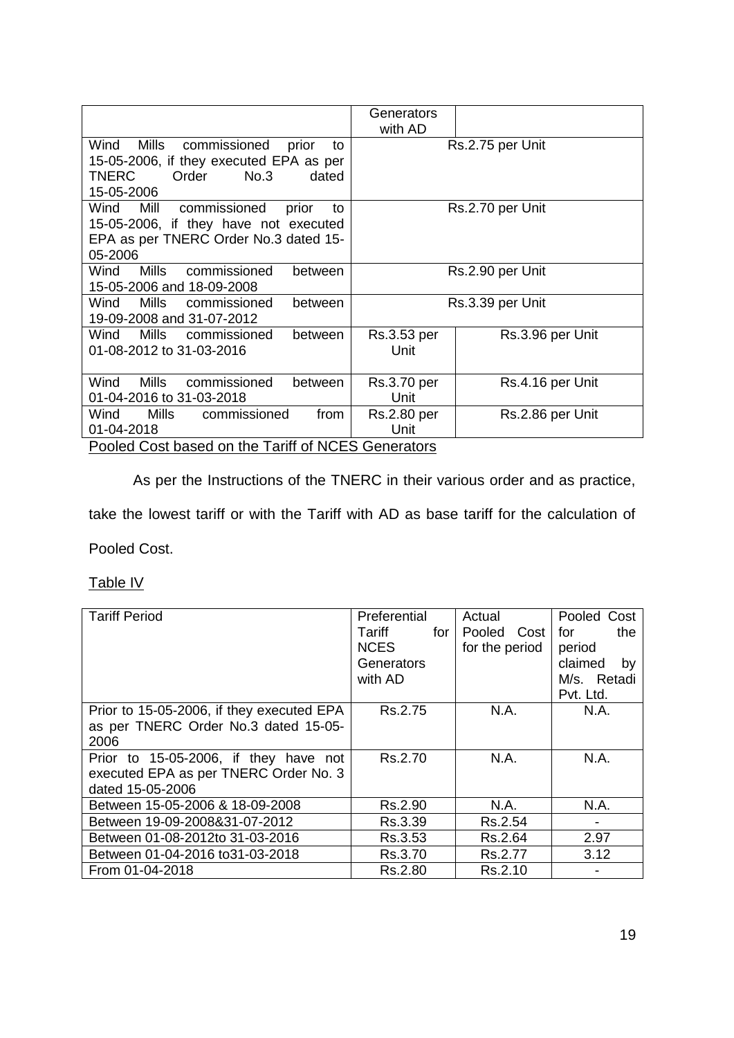| | Generators with AD | |
|---|---|---|
| Wind Mills commissioned prior to 15-05-2006, if they executed EPA as per TNERC Order No.3 dated 15-05-2006 | Rs.2.75 per Unit | |
| Wind Mill commissioned prior to 15-05-2006, if they have not executed EPA as per TNERC Order No.3 dated 15-05-2006 | Rs.2.70 per Unit | |
| Wind Mills commissioned between 15-05-2006 and 18-09-2008 | Rs.2.90 per Unit | |
| Wind Mills commissioned between 19-09-2008 and 31-07-2012 | Rs.3.39 per Unit | |
| Wind Mills commissioned between 01-08-2012 to 31-03-2016 | Rs.3.53 per Unit | Rs.3.96 per Unit |
| Wind Mills commissioned between 01-04-2016 to 31-03-2018 | Rs.3.70 per Unit | Rs.4.16 per Unit |
| Wind Mills commissioned from 01-04-2018 | Rs.2.80 per Unit | Rs.2.86 per Unit |

Pooled Cost based on the Tariff of NCES Generators

As per the Instructions of the TNERC in their various order and as practice, take the lowest tariff or with the Tariff with AD as base tariff for the calculation of Pooled Cost.

Table IV

| Tariff Period | Preferential Tariff for NCES Generators with AD | Actual Pooled Cost for the period | Pooled Cost for the period claimed by M/s. Retadi Pvt. Ltd. |
|---|---|---|---|
| Prior to 15-05-2006, if they executed EPA as per TNERC Order No.3 dated 15-05-2006 | Rs.2.75 | N.A. | N.A. |
| Prior to 15-05-2006, if they have not executed EPA as per TNERC Order No. 3 dated 15-05-2006 | Rs.2.70 | N.A. | N.A. |
| Between 15-05-2006 & 18-09-2008 | Rs.2.90 | N.A. | N.A. |
| Between 19-09-2008&31-07-2012 | Rs.3.39 | Rs.2.54 | - |
| Between 01-08-2012to 31-03-2016 | Rs.3.53 | Rs.2.64 | 2.97 |
| Between 01-04-2016 to31-03-2018 | Rs.3.70 | Rs.2.77 | 3.12 |
| From 01-04-2018 | Rs.2.80 | Rs.2.10 | - |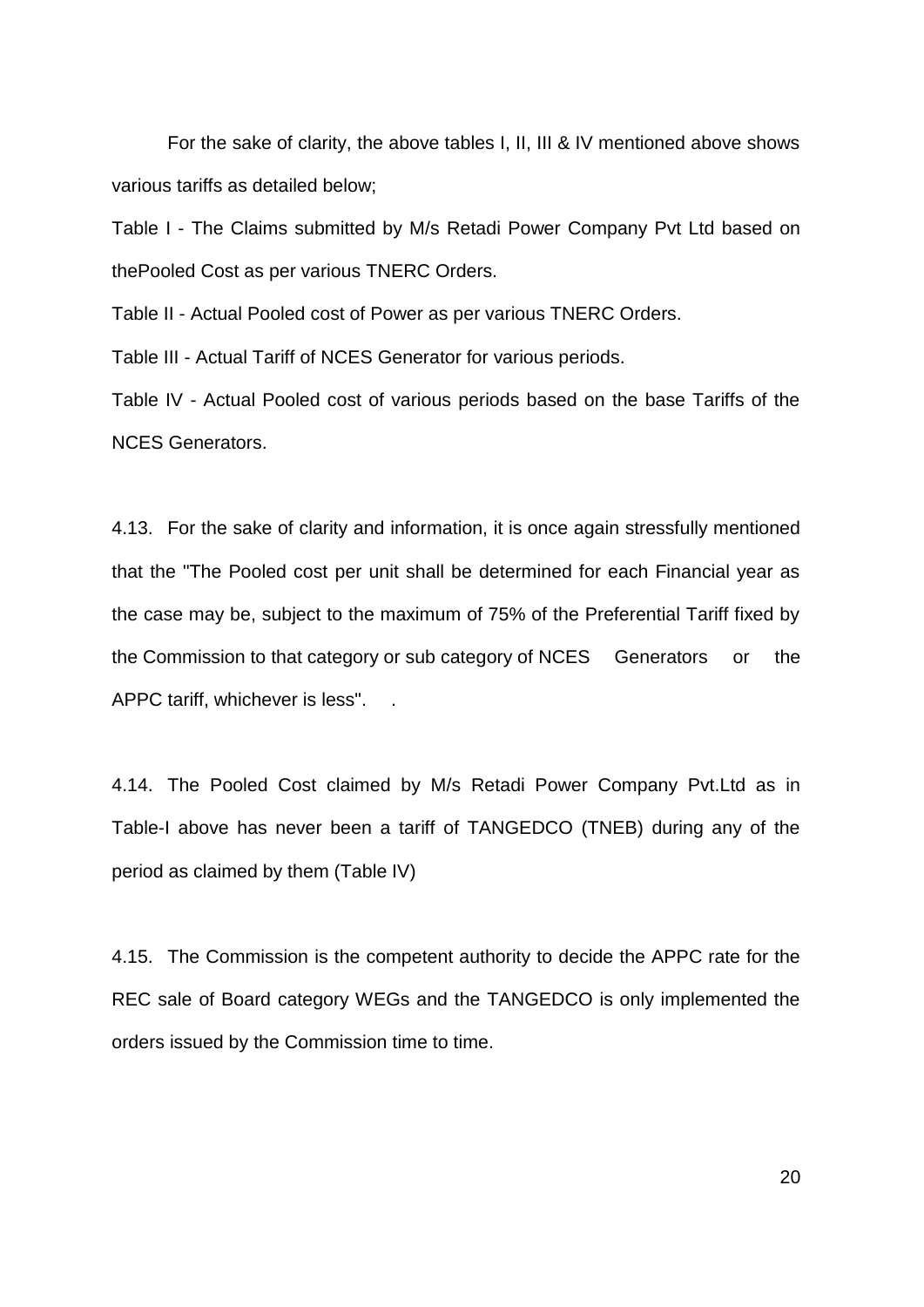For the sake of clarity, the above tables I, II, III & IV mentioned above shows various tariffs as detailed below;

Table I - The Claims submitted by M/s Retadi Power Company Pvt Ltd based on thePooled Cost as per various TNERC Orders.

Table II - Actual Pooled cost of Power as per various TNERC Orders.

Table III - Actual Tariff of NCES Generator for various periods.

Table IV - Actual Pooled cost of various periods based on the base Tariffs of the NCES Generators.

4.13. For the sake of clarity and information, it is once again stressfully mentioned that the "The Pooled cost per unit shall be determined for each Financial year as the case may be, subject to the maximum of 75% of the Preferential Tariff fixed by the Commission to that category or sub category of NCES Generators or the APPC tariff, whichever is less". .

4.14. The Pooled Cost claimed by M/s Retadi Power Company Pvt.Ltd as in Table-I above has never been a tariff of TANGEDCO (TNEB) during any of the period as claimed by them (Table IV)

4.15. The Commission is the competent authority to decide the APPC rate for the REC sale of Board category WEGs and the TANGEDCO is only implemented the orders issued by the Commission time to time.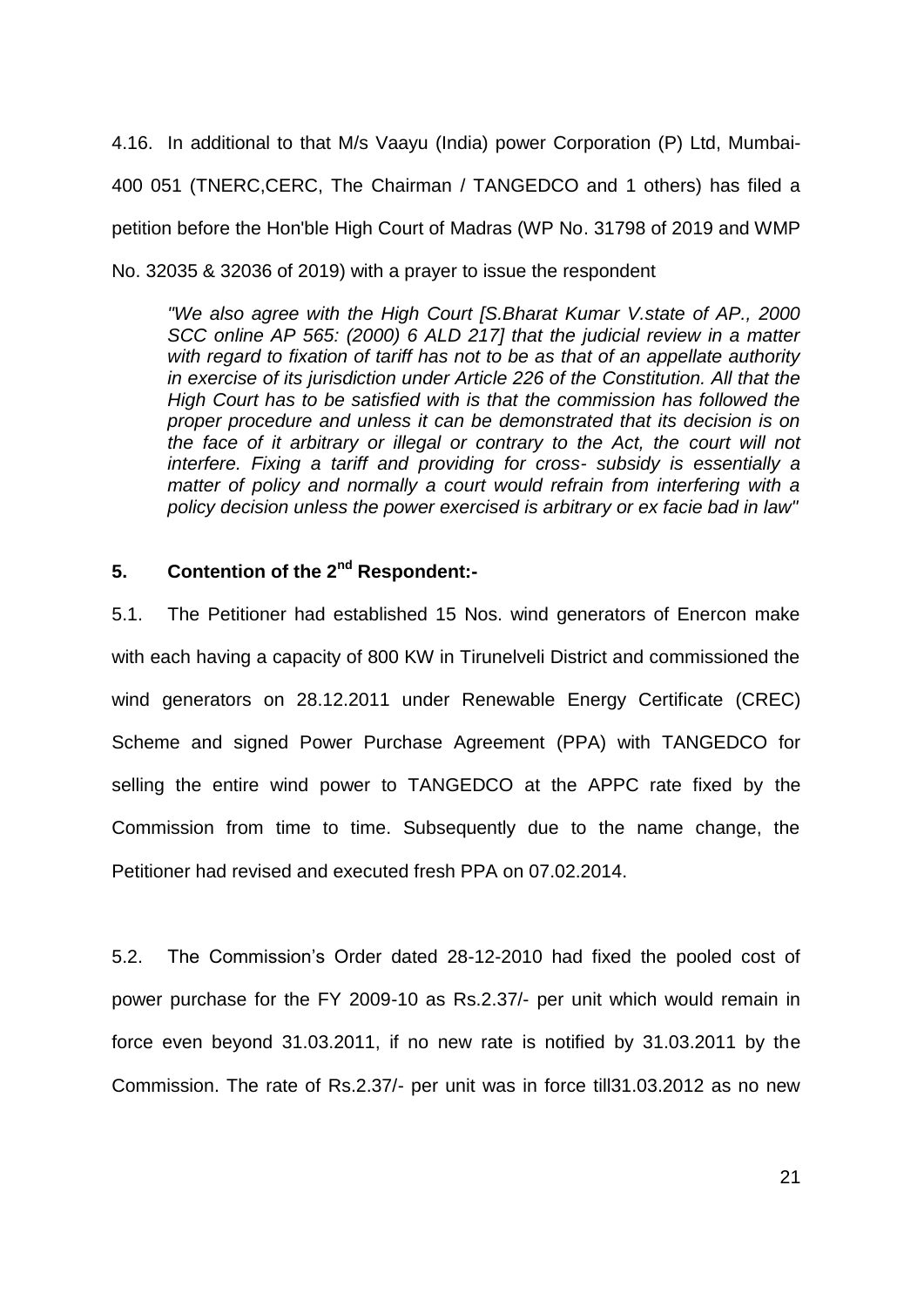4.16. In additional to that M/s Vaayu (India) power Corporation (P) Ltd, Mumbai-400 051 (TNERC,CERC, The Chairman / TANGEDCO and 1 others) has filed a petition before the Hon'ble High Court of Madras (WP No. 31798 of 2019 and WMP No. 32035 & 32036 of 2019) with a prayer to issue the respondent

> *"We also agree with the High Court [S.Bharat Kumar V.state of AP., 2000 SCC online AP 565: (2000) 6 ALD 217] that the judicial review in a matter with regard to fixation of tariff has not to be as that of an appellate authority in exercise of its jurisdiction under Article 226 of the Constitution. All that the High Court has to be satisfied with is that the commission has followed the proper procedure and unless it can be demonstrated that its decision is on the face of it arbitrary or illegal or contrary to the Act, the court will not interfere. Fixing a tariff and providing for cross- subsidy is essentially a matter of policy and normally a court would refrain from interfering with a policy decision unless the power exercised is arbitrary or ex facie bad in law"*

## 5. Contention of the 2nd Respondent:-

5.1. The Petitioner had established 15 Nos. wind generators of Enercon make with each having a capacity of 800 KW in Tirunelveli District and commissioned the wind generators on 28.12.2011 under Renewable Energy Certificate (CREC) Scheme and signed Power Purchase Agreement (PPA) with TANGEDCO for selling the entire wind power to TANGEDCO at the APPC rate fixed by the Commission from time to time. Subsequently due to the name change, the Petitioner had revised and executed fresh PPA on 07.02.2014.

5.2. The Commission's Order dated 28-12-2010 had fixed the pooled cost of power purchase for the FY 2009-10 as Rs.2.37/- per unit which would remain in force even beyond 31.03.2011, if no new rate is notified by 31.03.2011 by the Commission. The rate of Rs.2.37/- per unit was in force till31.03.2012 as no new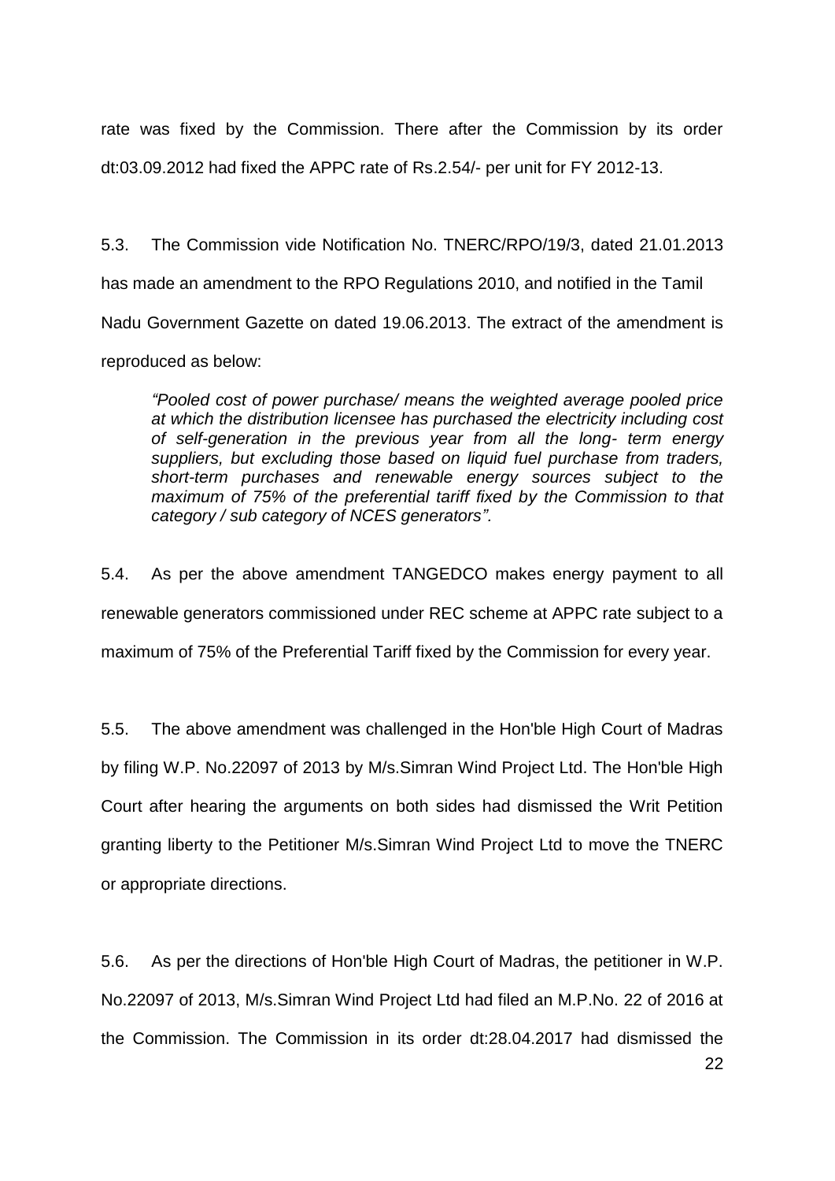rate was fixed by the Commission. There after the Commission by its order dt:03.09.2012 had fixed the APPC rate of Rs.2.54/- per unit for FY 2012-13.

5.3. The Commission vide Notification No. TNERC/RPO/19/3, dated 21.01.2013 has made an amendment to the RPO Regulations 2010, and notified in the Tamil Nadu Government Gazette on dated 19.06.2013. The extract of the amendment is reproduced as below:

> *“Pooled cost of power purchase/ means the weighted average pooled price at which the distribution licensee has purchased the electricity including cost of self-generation in the previous year from all the long- term energy suppliers, but excluding those based on liquid fuel purchase from traders, short-term purchases and renewable energy sources subject to the maximum of 75% of the preferential tariff fixed by the Commission to that category / sub category of NCES generators”.*

5.4. As per the above amendment TANGEDCO makes energy payment to all renewable generators commissioned under REC scheme at APPC rate subject to a maximum of 75% of the Preferential Tariff fixed by the Commission for every year.

5.5. The above amendment was challenged in the Hon'ble High Court of Madras by filing W.P. No.22097 of 2013 by M/s.Simran Wind Project Ltd. The Hon'ble High Court after hearing the arguments on both sides had dismissed the Writ Petition granting liberty to the Petitioner M/s.Simran Wind Project Ltd to move the TNERC or appropriate directions.

5.6. As per the directions of Hon'ble High Court of Madras, the petitioner in W.P. No.22097 of 2013, M/s.Simran Wind Project Ltd had filed an M.P.No. 22 of 2016 at the Commission. The Commission in its order dt:28.04.2017 had dismissed the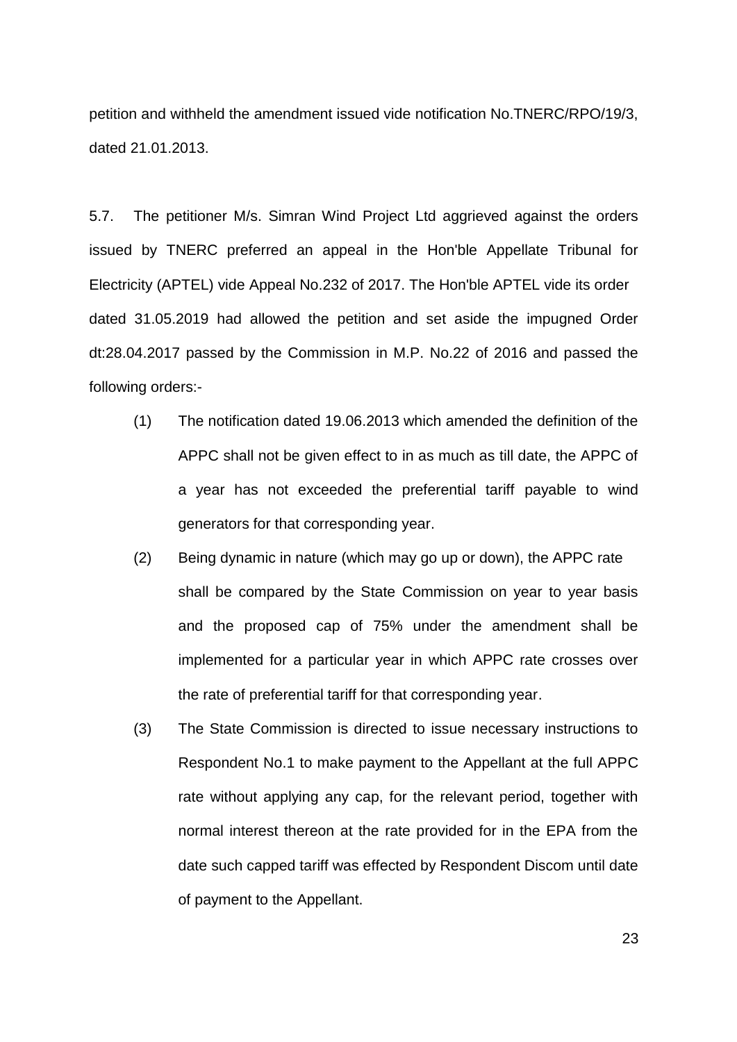petition and withheld the amendment issued vide notification No.TNERC/RPO/19/3, dated 21.01.2013.

5.7. The petitioner M/s. Simran Wind Project Ltd aggrieved against the orders issued by TNERC preferred an appeal in the Hon'ble Appellate Tribunal for Electricity (APTEL) vide Appeal No.232 of 2017. The Hon'ble APTEL vide its order dated 31.05.2019 had allowed the petition and set aside the impugned Order dt:28.04.2017 passed by the Commission in M.P. No.22 of 2016 and passed the following orders:-

(1) The notification dated 19.06.2013 which amended the definition of the APPC shall not be given effect to in as much as till date, the APPC of a year has not exceeded the preferential tariff payable to wind generators for that corresponding year.

(2) Being dynamic in nature (which may go up or down), the APPC rate shall be compared by the State Commission on year to year basis and the proposed cap of 75% under the amendment shall be implemented for a particular year in which APPC rate crosses over the rate of preferential tariff for that corresponding year.

(3) The State Commission is directed to issue necessary instructions to Respondent No.1 to make payment to the Appellant at the full APPC rate without applying any cap, for the relevant period, together with normal interest thereon at the rate provided for in the EPA from the date such capped tariff was effected by Respondent Discom until date of payment to the Appellant.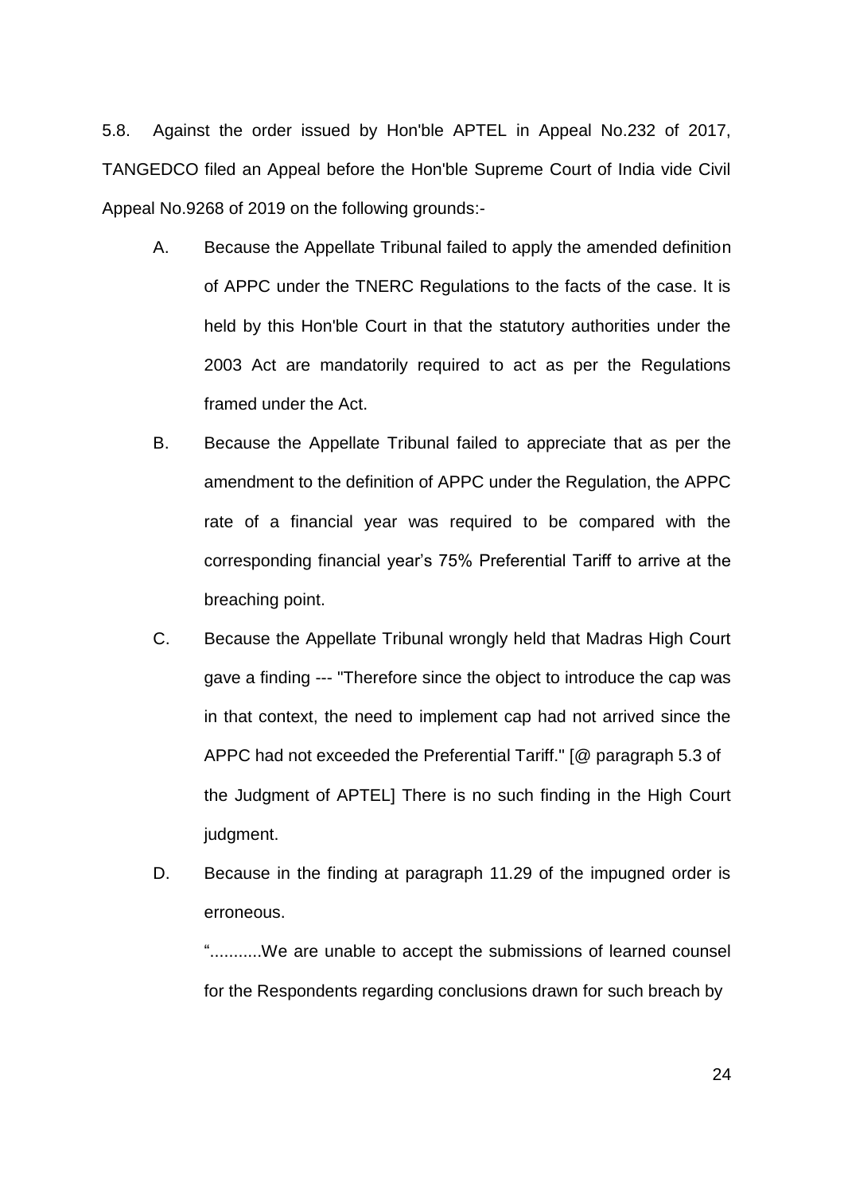5.8. Against the order issued by Hon'ble APTEL in Appeal No.232 of 2017, TANGEDCO filed an Appeal before the Hon'ble Supreme Court of India vide Civil Appeal No.9268 of 2019 on the following grounds:-

A. Because the Appellate Tribunal failed to apply the amended definition of APPC under the TNERC Regulations to the facts of the case. It is held by this Hon'ble Court in that the statutory authorities under the 2003 Act are mandatorily required to act as per the Regulations framed under the Act.

B. Because the Appellate Tribunal failed to appreciate that as per the amendment to the definition of APPC under the Regulation, the APPC rate of a financial year was required to be compared with the corresponding financial year's 75% Preferential Tariff to arrive at the breaching point.

C. Because the Appellate Tribunal wrongly held that Madras High Court gave a finding --- "Therefore since the object to introduce the cap was in that context, the need to implement cap had not arrived since the APPC had not exceeded the Preferential Tariff." [@ paragraph 5.3 of the Judgment of APTEL] There is no such finding in the High Court judgment.

D. Because in the finding at paragraph 11.29 of the impugned order is erroneous.

"...........We are unable to accept the submissions of learned counsel for the Respondents regarding conclusions drawn for such breach by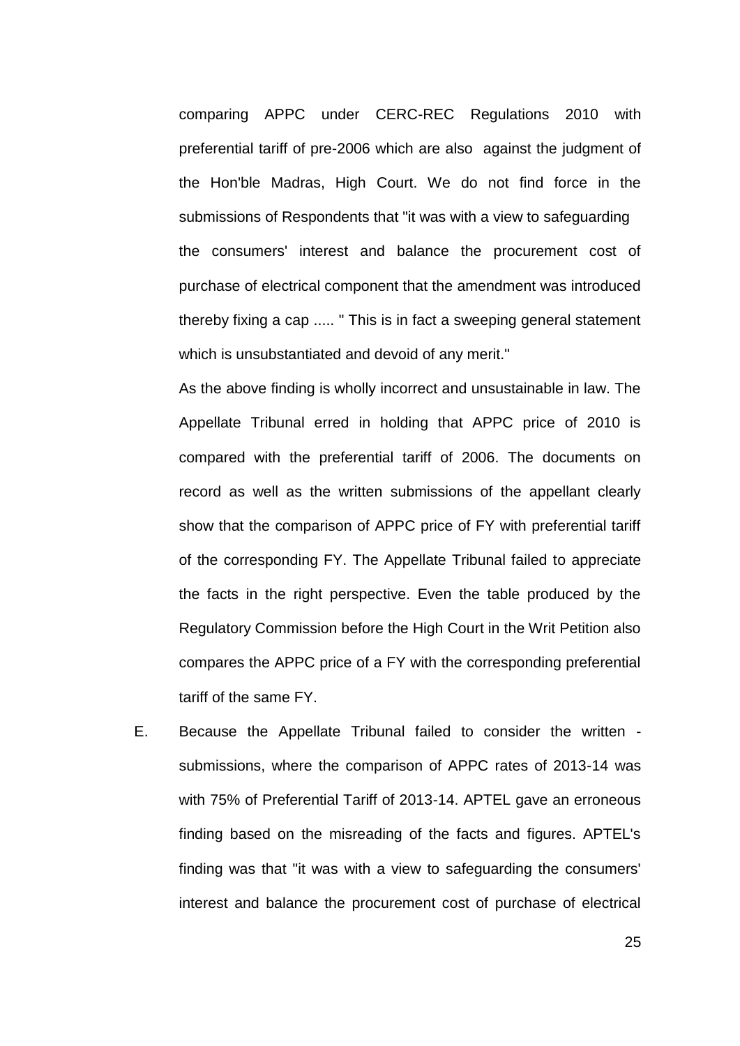comparing APPC under CERC-REC Regulations 2010 with preferential tariff of pre-2006 which are also against the judgment of the Hon'ble Madras, High Court. We do not find force in the submissions of Respondents that "it was with a view to safeguarding the consumers' interest and balance the procurement cost of purchase of electrical component that the amendment was introduced thereby fixing a cap ..... " This is in fact a sweeping general statement which is unsubstantiated and devoid of any merit."

As the above finding is wholly incorrect and unsustainable in law. The Appellate Tribunal erred in holding that APPC price of 2010 is compared with the preferential tariff of 2006. The documents on record as well as the written submissions of the appellant clearly show that the comparison of APPC price of FY with preferential tariff of the corresponding FY. The Appellate Tribunal failed to appreciate the facts in the right perspective. Even the table produced by the Regulatory Commission before the High Court in the Writ Petition also compares the APPC price of a FY with the corresponding preferential tariff of the same FY.

E. Because the Appellate Tribunal failed to consider the written - submissions, where the comparison of APPC rates of 2013-14 was with 75% of Preferential Tariff of 2013-14. APTEL gave an erroneous finding based on the misreading of the facts and figures. APTEL's finding was that "it was with a view to safeguarding the consumers' interest and balance the procurement cost of purchase of electrical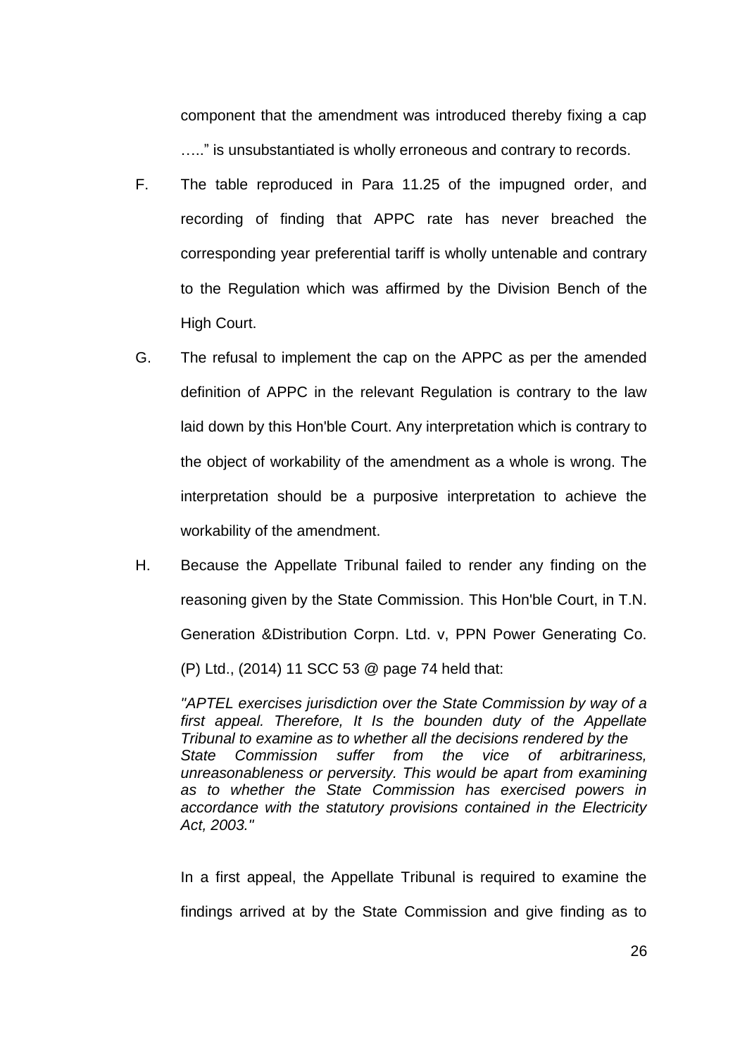component that the amendment was introduced thereby fixing a cap ….." is unsubstantiated is wholly erroneous and contrary to records.

F. The table reproduced in Para 11.25 of the impugned order, and recording of finding that APPC rate has never breached the corresponding year preferential tariff is wholly untenable and contrary to the Regulation which was affirmed by the Division Bench of the High Court.

G. The refusal to implement the cap on the APPC as per the amended definition of APPC in the relevant Regulation is contrary to the law laid down by this Hon'ble Court. Any interpretation which is contrary to the object of workability of the amendment as a whole is wrong. The interpretation should be a purposive interpretation to achieve the workability of the amendment.

H. Because the Appellate Tribunal failed to render any finding on the reasoning given by the State Commission. This Hon'ble Court, in T.N. Generation &Distribution Corpn. Ltd. v, PPN Power Generating Co. (P) Ltd., (2014) 11 SCC 53 @ page 74 held that:

*"APTEL exercises jurisdiction over the State Commission by way of a first appeal. Therefore, It Is the bounden duty of the Appellate Tribunal to examine as to whether all the decisions rendered by the State Commission suffer from the vice of arbitrariness, unreasonableness or perversity. This would be apart from examining as to whether the State Commission has exercised powers in accordance with the statutory provisions contained in the Electricity Act, 2003."*

In a first appeal, the Appellate Tribunal is required to examine the findings arrived at by the State Commission and give finding as to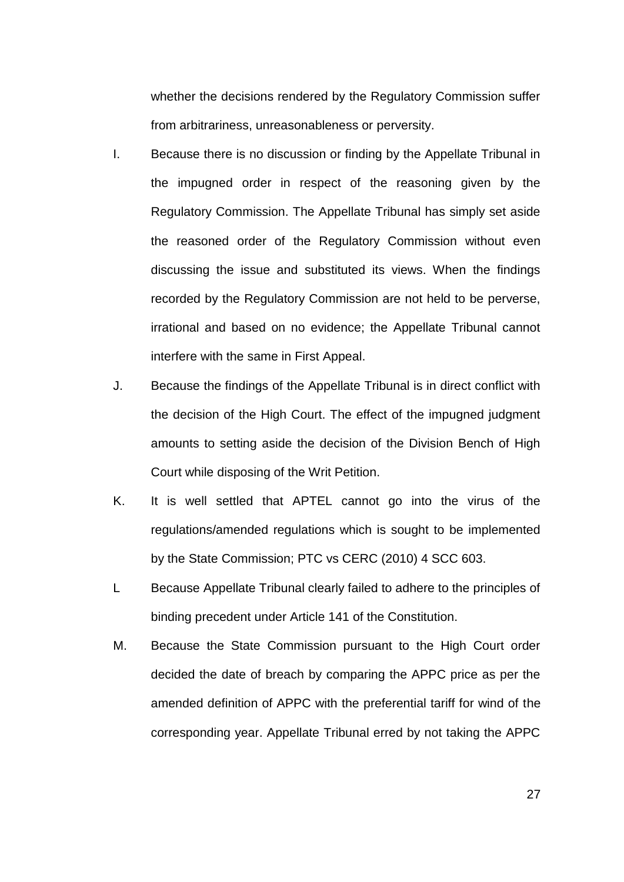whether the decisions rendered by the Regulatory Commission suffer from arbitrariness, unreasonableness or perversity.

I. Because there is no discussion or finding by the Appellate Tribunal in the impugned order in respect of the reasoning given by the Regulatory Commission. The Appellate Tribunal has simply set aside the reasoned order of the Regulatory Commission without even discussing the issue and substituted its views. When the findings recorded by the Regulatory Commission are not held to be perverse, irrational and based on no evidence; the Appellate Tribunal cannot interfere with the same in First Appeal.

J. Because the findings of the Appellate Tribunal is in direct conflict with the decision of the High Court. The effect of the impugned judgment amounts to setting aside the decision of the Division Bench of High Court while disposing of the Writ Petition.

K. It is well settled that APTEL cannot go into the virus of the regulations/amended regulations which is sought to be implemented by the State Commission; PTC vs CERC (2010) 4 SCC 603.

L Because Appellate Tribunal clearly failed to adhere to the principles of binding precedent under Article 141 of the Constitution.

M. Because the State Commission pursuant to the High Court order decided the date of breach by comparing the APPC price as per the amended definition of APPC with the preferential tariff for wind of the corresponding year. Appellate Tribunal erred by not taking the APPC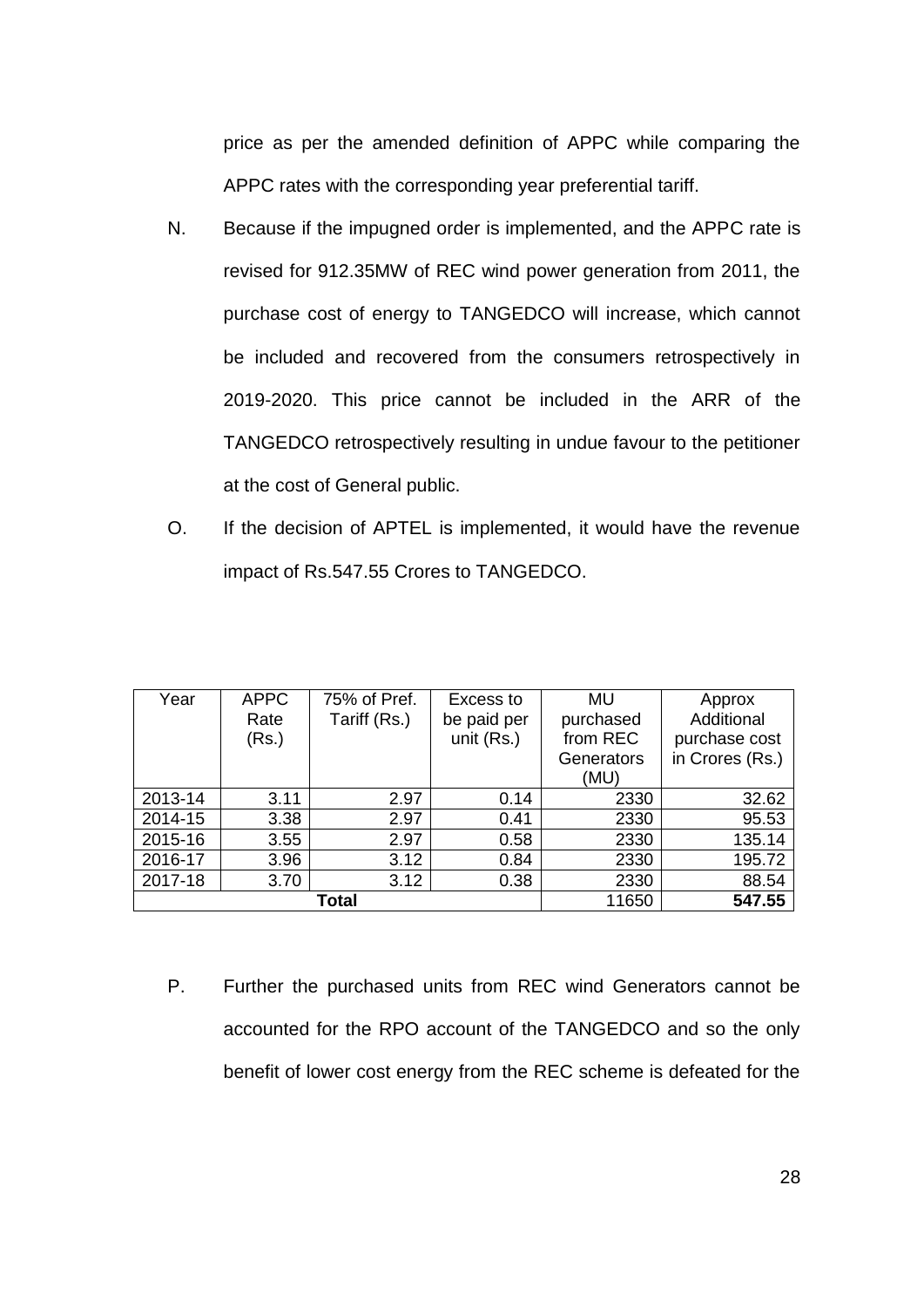price as per the amended definition of APPC while comparing the APPC rates with the corresponding year preferential tariff.

N. Because if the impugned order is implemented, and the APPC rate is revised for 912.35MW of REC wind power generation from 2011, the purchase cost of energy to TANGEDCO will increase, which cannot be included and recovered from the consumers retrospectively in 2019-2020. This price cannot be included in the ARR of the TANGEDCO retrospectively resulting in undue favour to the petitioner at the cost of General public.

O. If the decision of APTEL is implemented, it would have the revenue impact of Rs.547.55 Crores to TANGEDCO.

| Year | APPC Rate (Rs.) | 75% of Pref. Tariff (Rs.) | Excess to be paid per unit (Rs.) | MU purchased from REC Generators (MU) | Approx Additional purchase cost in Crores (Rs.) |
|---|---|---|---|---|---|
| 2013-14 | 3.11 | 2.97 | 0.14 | 2330 | 32.62 |
| 2014-15 | 3.38 | 2.97 | 0.41 | 2330 | 95.53 |
| 2015-16 | 3.55 | 2.97 | 0.58 | 2330 | 135.14 |
| 2016-17 | 3.96 | 3.12 | 0.84 | 2330 | 195.72 |
| 2017-18 | 3.70 | 3.12 | 0.38 | 2330 | 88.54 |
| **Total** | | | | 11650 | **547.55** |

P. Further the purchased units from REC wind Generators cannot be accounted for the RPO account of the TANGEDCO and so the only benefit of lower cost energy from the REC scheme is defeated for the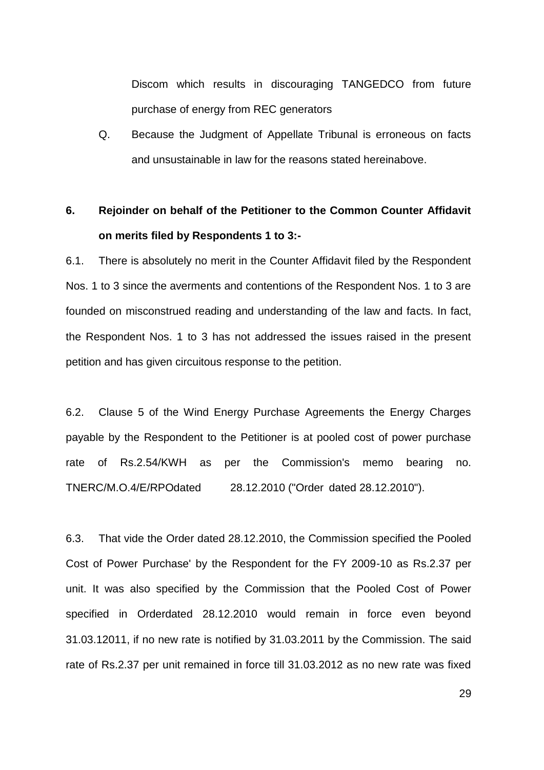Discom which results in discouraging TANGEDCO from future purchase of energy from REC generators

Q. Because the Judgment of Appellate Tribunal is erroneous on facts and unsustainable in law for the reasons stated hereinabove.

**6. Rejoinder on behalf of the Petitioner to the Common Counter Affidavit on merits filed by Respondents 1 to 3:-**

6.1. There is absolutely no merit in the Counter Affidavit filed by the Respondent Nos. 1 to 3 since the averments and contentions of the Respondent Nos. 1 to 3 are founded on misconstrued reading and understanding of the law and facts. In fact, the Respondent Nos. 1 to 3 has not addressed the issues raised in the present petition and has given circuitous response to the petition.

6.2. Clause 5 of the Wind Energy Purchase Agreements the Energy Charges payable by the Respondent to the Petitioner is at pooled cost of power purchase rate of Rs.2.54/KWH as per the Commission's memo bearing no. TNERC/M.O.4/E/RPOdated 28.12.2010 ("Order dated 28.12.2010").

6.3. That vide the Order dated 28.12.2010, the Commission specified the Pooled Cost of Power Purchase' by the Respondent for the FY 2009-10 as Rs.2.37 per unit. It was also specified by the Commission that the Pooled Cost of Power specified in Orderdated 28.12.2010 would remain in force even beyond 31.03.12011, if no new rate is notified by 31.03.2011 by the Commission. The said rate of Rs.2.37 per unit remained in force till 31.03.2012 as no new rate was fixed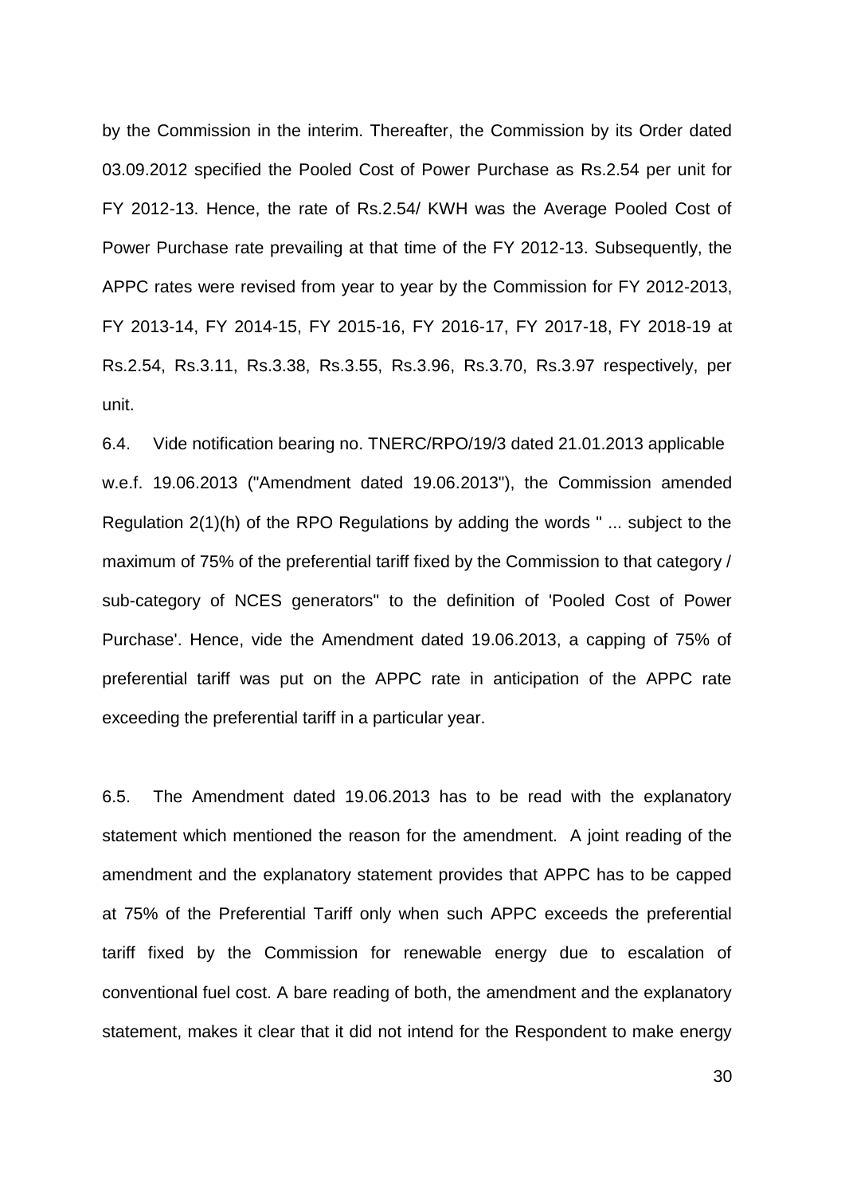by the Commission in the interim. Thereafter, the Commission by its Order dated 03.09.2012 specified the Pooled Cost of Power Purchase as Rs.2.54 per unit for FY 2012-13. Hence, the rate of Rs.2.54/ KWH was the Average Pooled Cost of Power Purchase rate prevailing at that time of the FY 2012-13. Subsequently, the APPC rates were revised from year to year by the Commission for FY 2012-2013, FY 2013-14, FY 2014-15, FY 2015-16, FY 2016-17, FY 2017-18, FY 2018-19 at Rs.2.54, Rs.3.11, Rs.3.38, Rs.3.55, Rs.3.96, Rs.3.70, Rs.3.97 respectively, per unit.

6.4. Vide notification bearing no. TNERC/RPO/19/3 dated 21.01.2013 applicable w.e.f. 19.06.2013 ("Amendment dated 19.06.2013"), the Commission amended Regulation 2(1)(h) of the RPO Regulations by adding the words " ... subject to the maximum of 75% of the preferential tariff fixed by the Commission to that category / sub-category of NCES generators" to the definition of 'Pooled Cost of Power Purchase'. Hence, vide the Amendment dated 19.06.2013, a capping of 75% of preferential tariff was put on the APPC rate in anticipation of the APPC rate exceeding the preferential tariff in a particular year.

6.5. The Amendment dated 19.06.2013 has to be read with the explanatory statement which mentioned the reason for the amendment. A joint reading of the amendment and the explanatory statement provides that APPC has to be capped at 75% of the Preferential Tariff only when such APPC exceeds the preferential tariff fixed by the Commission for renewable energy due to escalation of conventional fuel cost. A bare reading of both, the amendment and the explanatory statement, makes it clear that it did not intend for the Respondent to make energy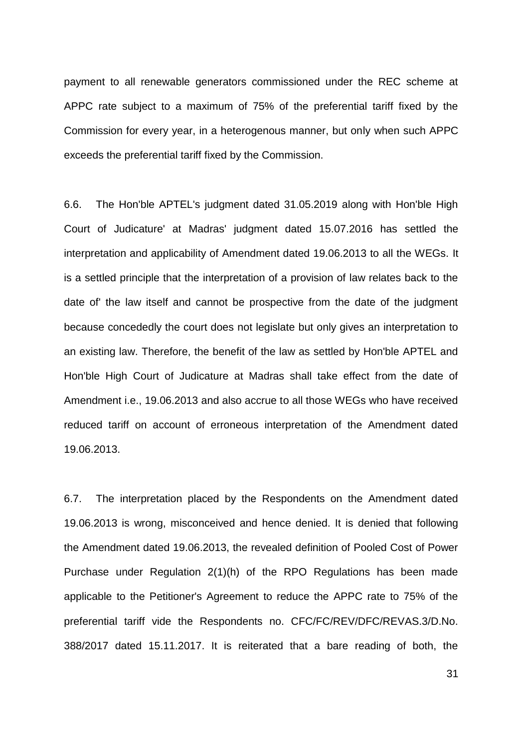payment to all renewable generators commissioned under the REC scheme at APPC rate subject to a maximum of 75% of the preferential tariff fixed by the Commission for every year, in a heterogenous manner, but only when such APPC exceeds the preferential tariff fixed by the Commission.

6.6. The Hon'ble APTEL's judgment dated 31.05.2019 along with Hon'ble High Court of Judicature' at Madras' judgment dated 15.07.2016 has settled the interpretation and applicability of Amendment dated 19.06.2013 to all the WEGs. It is a settled principle that the interpretation of a provision of law relates back to the date of' the law itself and cannot be prospective from the date of the judgment because concededly the court does not legislate but only gives an interpretation to an existing law. Therefore, the benefit of the law as settled by Hon'ble APTEL and Hon'ble High Court of Judicature at Madras shall take effect from the date of Amendment i.e., 19.06.2013 and also accrue to all those WEGs who have received reduced tariff on account of erroneous interpretation of the Amendment dated 19.06.2013.

6.7. The interpretation placed by the Respondents on the Amendment dated 19.06.2013 is wrong, misconceived and hence denied. It is denied that following the Amendment dated 19.06.2013, the revealed definition of Pooled Cost of Power Purchase under Regulation 2(1)(h) of the RPO Regulations has been made applicable to the Petitioner's Agreement to reduce the APPC rate to 75% of the preferential tariff vide the Respondents no. CFC/FC/REV/DFC/REVAS.3/D.No. 388/2017 dated 15.11.2017. It is reiterated that a bare reading of both, the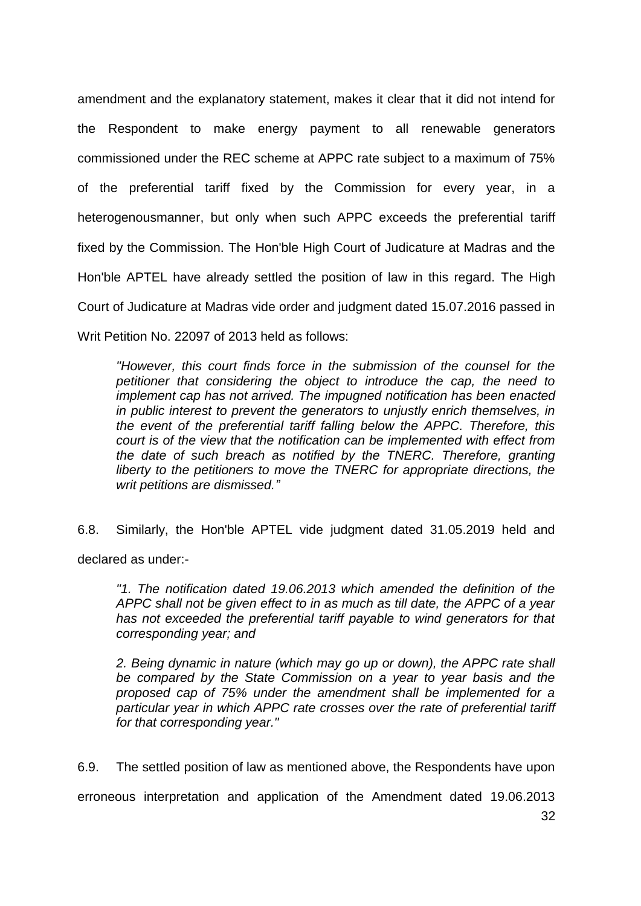amendment and the explanatory statement, makes it clear that it did not intend for the Respondent to make energy payment to all renewable generators commissioned under the REC scheme at APPC rate subject to a maximum of 75% of the preferential tariff fixed by the Commission for every year, in a heterogenousmanner, but only when such APPC exceeds the preferential tariff fixed by the Commission. The Hon'ble High Court of Judicature at Madras and the Hon'ble APTEL have already settled the position of law in this regard. The High Court of Judicature at Madras vide order and judgment dated 15.07.2016 passed in Writ Petition No. 22097 of 2013 held as follows:

> *"However, this court finds force in the submission of the counsel for the petitioner that considering the object to introduce the cap, the need to implement cap has not arrived. The impugned notification has been enacted in public interest to prevent the generators to unjustly enrich themselves, in the event of the preferential tariff falling below the APPC. Therefore, this court is of the view that the notification can be implemented with effect from the date of such breach as notified by the TNERC. Therefore, granting liberty to the petitioners to move the TNERC for appropriate directions, the writ petitions are dismissed."*

6.8. Similarly, the Hon'ble APTEL vide judgment dated 31.05.2019 held and declared as under:-

> *"1. The notification dated 19.06.2013 which amended the definition of the APPC shall not be given effect to in as much as till date, the APPC of a year has not exceeded the preferential tariff payable to wind generators for that corresponding year; and*
>
> *2. Being dynamic in nature (which may go up or down), the APPC rate shall be compared by the State Commission on a year to year basis and the proposed cap of 75% under the amendment shall be implemented for a particular year in which APPC rate crosses over the rate of preferential tariff for that corresponding year."*

6.9. The settled position of law as mentioned above, the Respondents have upon erroneous interpretation and application of the Amendment dated 19.06.2013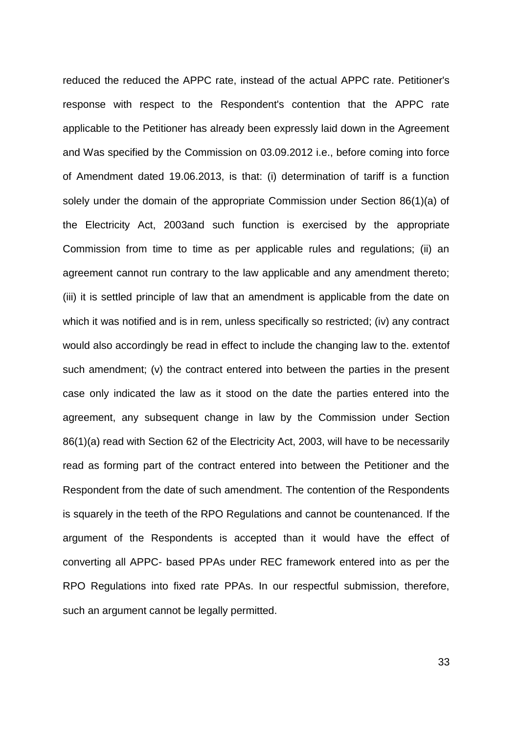reduced the reduced the APPC rate, instead of the actual APPC rate. Petitioner's response with respect to the Respondent's contention that the APPC rate applicable to the Petitioner has already been expressly laid down in the Agreement and Was specified by the Commission on 03.09.2012 i.e., before coming into force of Amendment dated 19.06.2013, is that: (i) determination of tariff is a function solely under the domain of the appropriate Commission under Section 86(1)(a) of the Electricity Act, 2003and such function is exercised by the appropriate Commission from time to time as per applicable rules and regulations; (ii) an agreement cannot run contrary to the law applicable and any amendment thereto; (iii) it is settled principle of law that an amendment is applicable from the date on which it was notified and is in rem, unless specifically so restricted; (iv) any contract would also accordingly be read in effect to include the changing law to the. extentof such amendment; (v) the contract entered into between the parties in the present case only indicated the law as it stood on the date the parties entered into the agreement, any subsequent change in law by the Commission under Section 86(1)(a) read with Section 62 of the Electricity Act, 2003, will have to be necessarily read as forming part of the contract entered into between the Petitioner and the Respondent from the date of such amendment. The contention of the Respondents is squarely in the teeth of the RPO Regulations and cannot be countenanced. If the argument of the Respondents is accepted than it would have the effect of converting all APPC- based PPAs under REC framework entered into as per the RPO Regulations into fixed rate PPAs. In our respectful submission, therefore, such an argument cannot be legally permitted.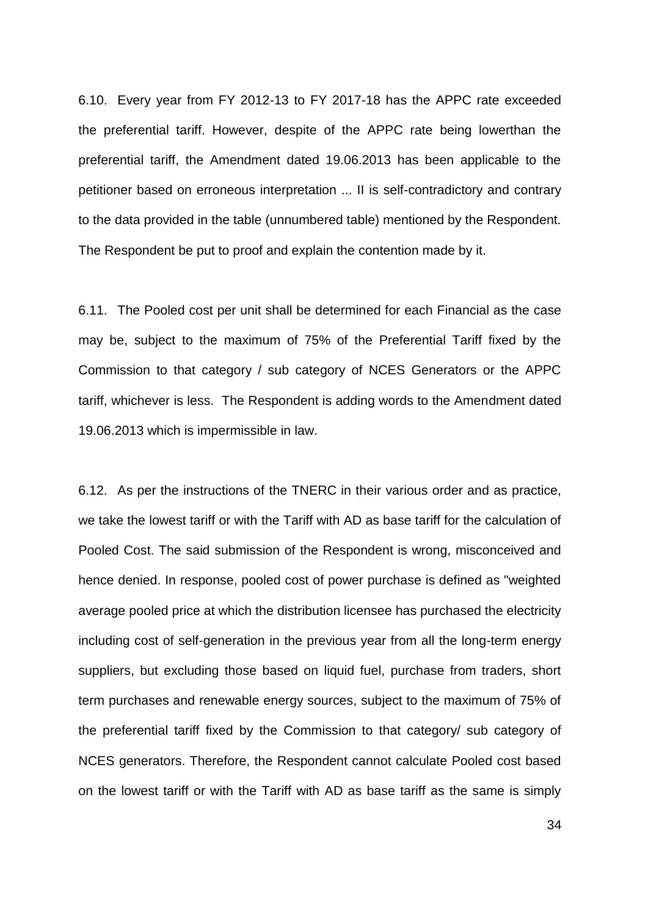6.10. Every year from FY 2012-13 to FY 2017-18 has the APPC rate exceeded the preferential tariff. However, despite of the APPC rate being lowerthan the preferential tariff, the Amendment dated 19.06.2013 has been applicable to the petitioner based on erroneous interpretation ... II is self-contradictory and contrary to the data provided in the table (unnumbered table) mentioned by the Respondent. The Respondent be put to proof and explain the contention made by it.

6.11. The Pooled cost per unit shall be determined for each Financial as the case may be, subject to the maximum of 75% of the Preferential Tariff fixed by the Commission to that category / sub category of NCES Generators or the APPC tariff, whichever is less. The Respondent is adding words to the Amendment dated 19.06.2013 which is impermissible in law.

6.12. As per the instructions of the TNERC in their various order and as practice, we take the lowest tariff or with the Tariff with AD as base tariff for the calculation of Pooled Cost. The said submission of the Respondent is wrong, misconceived and hence denied. In response, pooled cost of power purchase is defined as "weighted average pooled price at which the distribution licensee has purchased the electricity including cost of self-generation in the previous year from all the long-term energy suppliers, but excluding those based on liquid fuel, purchase from traders, short term purchases and renewable energy sources, subject to the maximum of 75% of the preferential tariff fixed by the Commission to that category/ sub category of NCES generators. Therefore, the Respondent cannot calculate Pooled cost based on the lowest tariff or with the Tariff with AD as base tariff as the same is simply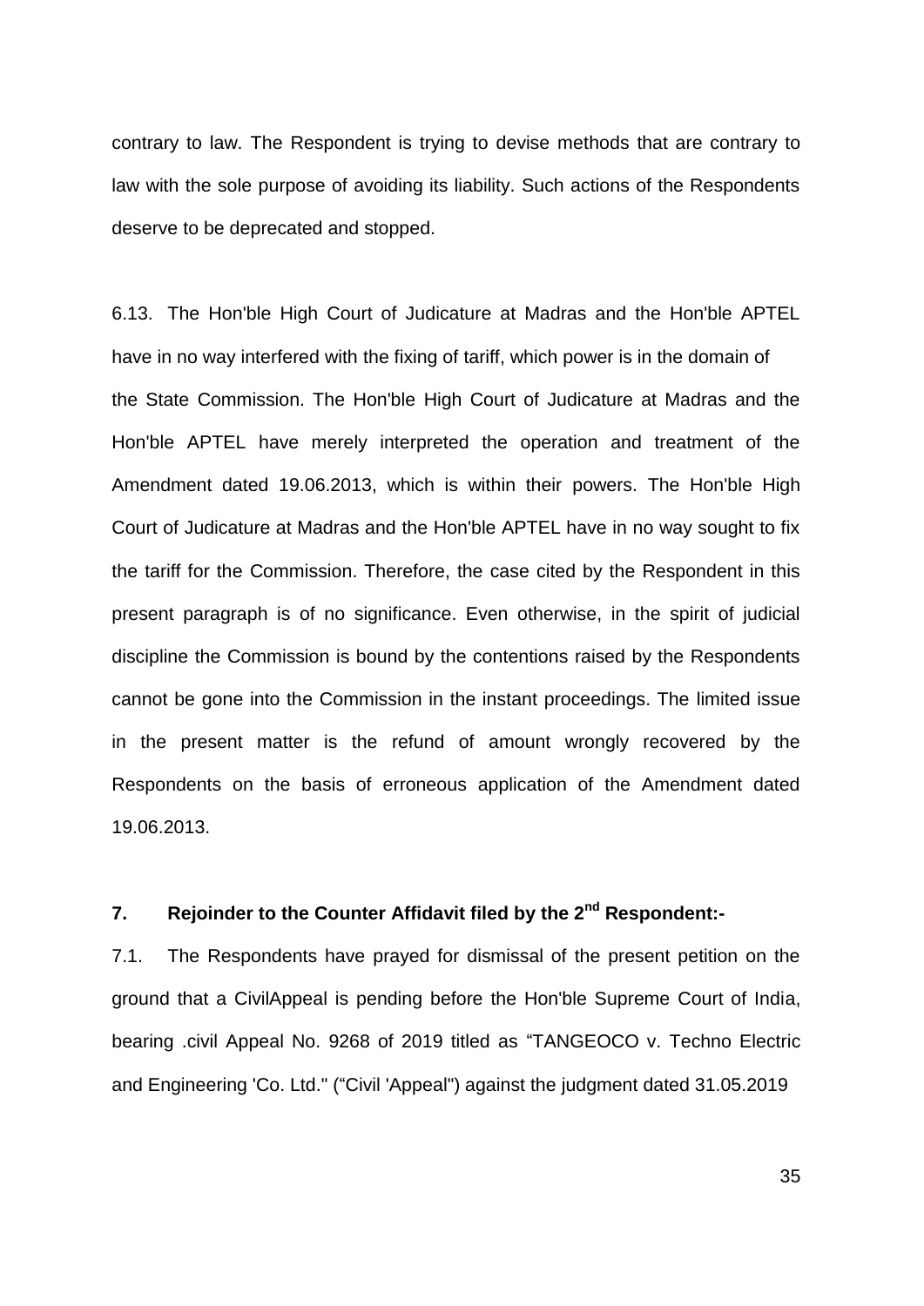contrary to law. The Respondent is trying to devise methods that are contrary to law with the sole purpose of avoiding its liability. Such actions of the Respondents deserve to be deprecated and stopped.

6.13. The Hon'ble High Court of Judicature at Madras and the Hon'ble APTEL have in no way interfered with the fixing of tariff, which power is in the domain of the State Commission. The Hon'ble High Court of Judicature at Madras and the Hon'ble APTEL have merely interpreted the operation and treatment of the Amendment dated 19.06.2013, which is within their powers. The Hon'ble High Court of Judicature at Madras and the Hon'ble APTEL have in no way sought to fix the tariff for the Commission. Therefore, the case cited by the Respondent in this present paragraph is of no significance. Even otherwise, in the spirit of judicial discipline the Commission is bound by the contentions raised by the Respondents cannot be gone into the Commission in the instant proceedings. The limited issue in the present matter is the refund of amount wrongly recovered by the Respondents on the basis of erroneous application of the Amendment dated 19.06.2013.

## 7. Rejoinder to the Counter Affidavit filed by the 2nd Respondent:-

7.1. The Respondents have prayed for dismissal of the present petition on the ground that a CivilAppeal is pending before the Hon'ble Supreme Court of India, bearing .civil Appeal No. 9268 of 2019 titled as "TANGEOCO v. Techno Electric and Engineering 'Co. Ltd." ("Civil 'Appeal") against the judgment dated 31.05.2019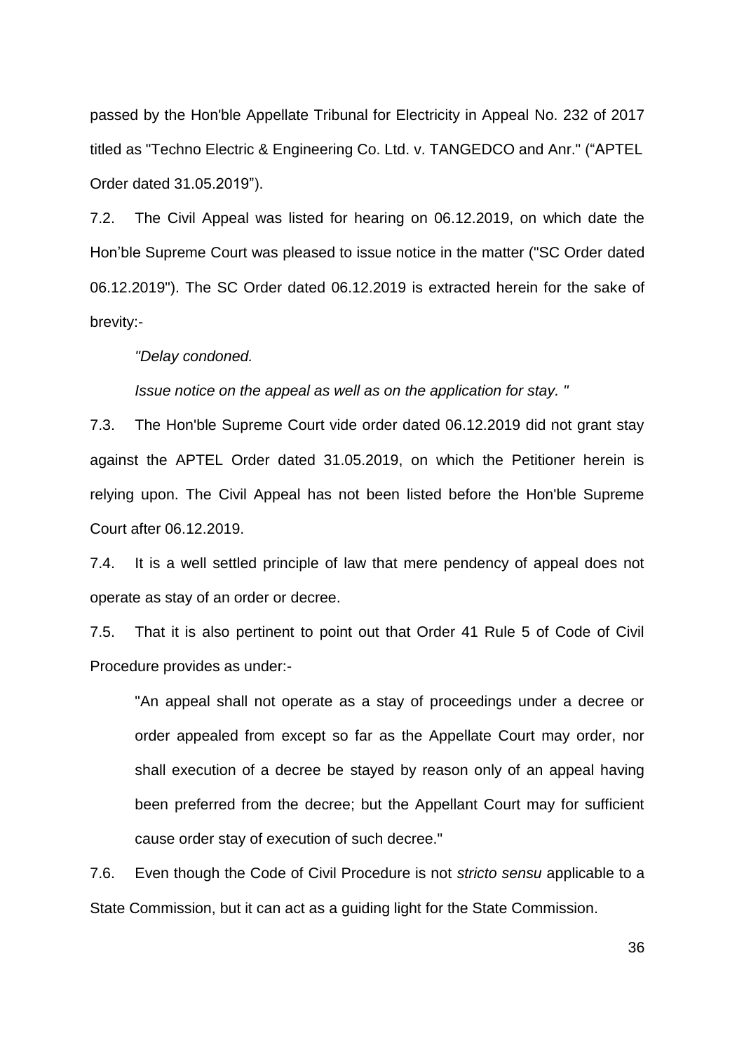passed by the Hon'ble Appellate Tribunal for Electricity in Appeal No. 232 of 2017 titled as "Techno Electric & Engineering Co. Ltd. v. TANGEDCO and Anr." ("APTEL Order dated 31.05.2019").

7.2. The Civil Appeal was listed for hearing on 06.12.2019, on which date the Hon'ble Supreme Court was pleased to issue notice in the matter ("SC Order dated 06.12.2019"). The SC Order dated 06.12.2019 is extracted herein for the sake of brevity:-

> *"Delay condoned.*
>
> *Issue notice on the appeal as well as on the application for stay. "*

7.3. The Hon'ble Supreme Court vide order dated 06.12.2019 did not grant stay against the APTEL Order dated 31.05.2019, on which the Petitioner herein is relying upon. The Civil Appeal has not been listed before the Hon'ble Supreme Court after 06.12.2019.

7.4. It is a well settled principle of law that mere pendency of appeal does not operate as stay of an order or decree.

7.5. That it is also pertinent to point out that Order 41 Rule 5 of Code of Civil Procedure provides as under:-

> "An appeal shall not operate as a stay of proceedings under a decree or order appealed from except so far as the Appellate Court may order, nor shall execution of a decree be stayed by reason only of an appeal having been preferred from the decree; but the Appellant Court may for sufficient cause order stay of execution of such decree."

7.6. Even though the Code of Civil Procedure is not *stricto sensu* applicable to a State Commission, but it can act as a guiding light for the State Commission.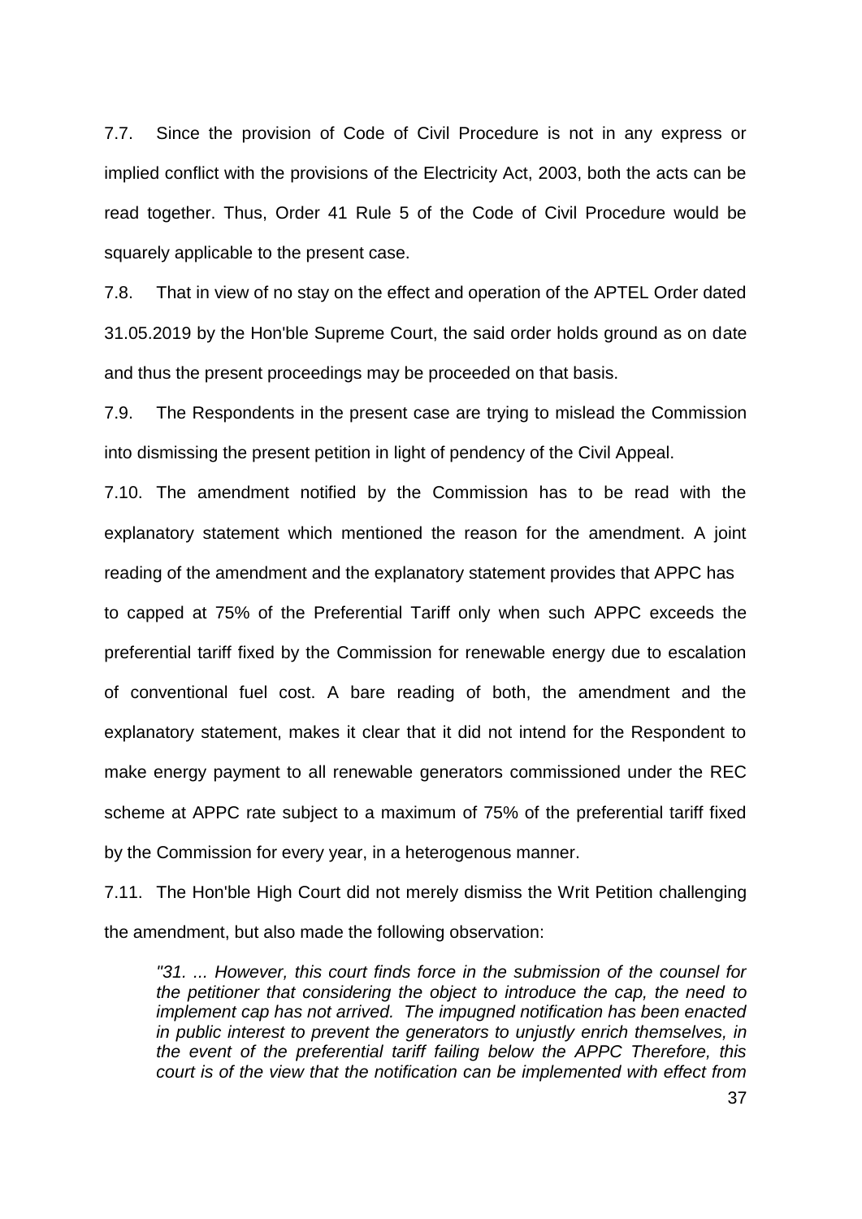7.7. Since the provision of Code of Civil Procedure is not in any express or implied conflict with the provisions of the Electricity Act, 2003, both the acts can be read together. Thus, Order 41 Rule 5 of the Code of Civil Procedure would be squarely applicable to the present case.

7.8. That in view of no stay on the effect and operation of the APTEL Order dated 31.05.2019 by the Hon'ble Supreme Court, the said order holds ground as on date and thus the present proceedings may be proceeded on that basis.

7.9. The Respondents in the present case are trying to mislead the Commission into dismissing the present petition in light of pendency of the Civil Appeal.

7.10. The amendment notified by the Commission has to be read with the explanatory statement which mentioned the reason for the amendment. A joint reading of the amendment and the explanatory statement provides that APPC has to capped at 75% of the Preferential Tariff only when such APPC exceeds the preferential tariff fixed by the Commission for renewable energy due to escalation of conventional fuel cost. A bare reading of both, the amendment and the explanatory statement, makes it clear that it did not intend for the Respondent to make energy payment to all renewable generators commissioned under the REC scheme at APPC rate subject to a maximum of 75% of the preferential tariff fixed by the Commission for every year, in a heterogenous manner.

7.11. The Hon'ble High Court did not merely dismiss the Writ Petition challenging the amendment, but also made the following observation:

> *"31. ... However, this court finds force in the submission of the counsel for the petitioner that considering the object to introduce the cap, the need to implement cap has not arrived. The impugned notification has been enacted in public interest to prevent the generators to unjustly enrich themselves, in the event of the preferential tariff failing below the APPC Therefore, this court is of the view that the notification can be implemented with effect from*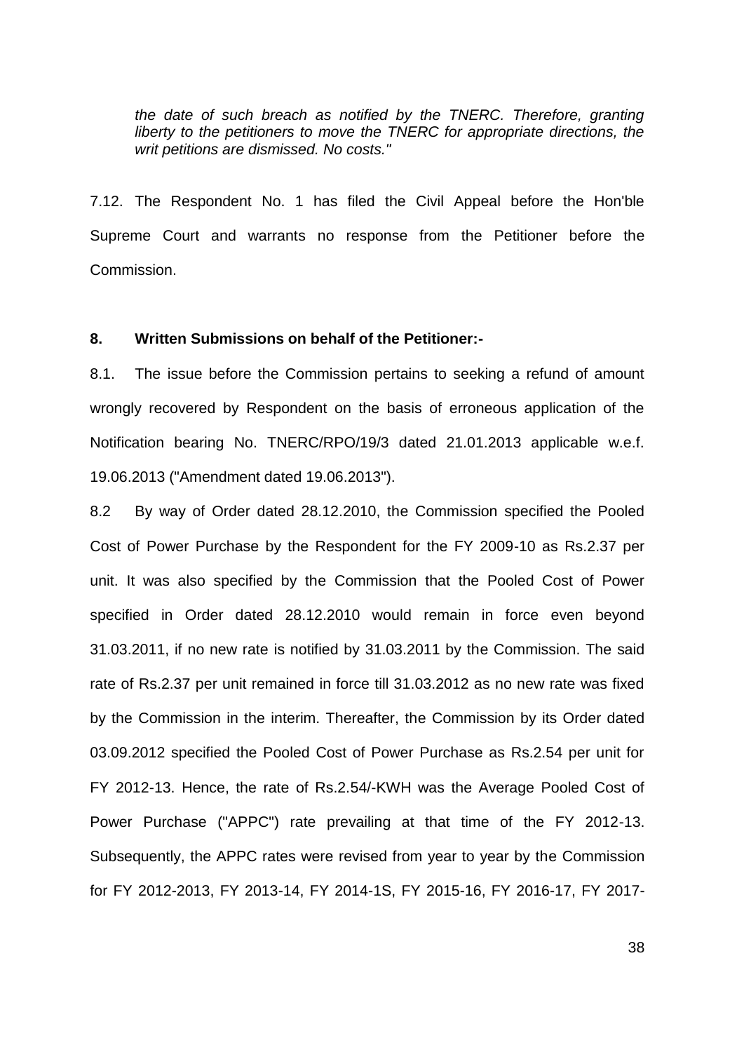*the date of such breach as notified by the TNERC. Therefore, granting liberty to the petitioners to move the TNERC for appropriate directions, the writ petitions are dismissed. No costs."*

7.12. The Respondent No. 1 has filed the Civil Appeal before the Hon'ble Supreme Court and warrants no response from the Petitioner before the Commission.

**8. Written Submissions on behalf of the Petitioner:-**

8.1. The issue before the Commission pertains to seeking a refund of amount wrongly recovered by Respondent on the basis of erroneous application of the Notification bearing No. TNERC/RPO/19/3 dated 21.01.2013 applicable w.e.f. 19.06.2013 ("Amendment dated 19.06.2013").

8.2 By way of Order dated 28.12.2010, the Commission specified the Pooled Cost of Power Purchase by the Respondent for the FY 2009-10 as Rs.2.37 per unit. It was also specified by the Commission that the Pooled Cost of Power specified in Order dated 28.12.2010 would remain in force even beyond 31.03.2011, if no new rate is notified by 31.03.2011 by the Commission. The said rate of Rs.2.37 per unit remained in force till 31.03.2012 as no new rate was fixed by the Commission in the interim. Thereafter, the Commission by its Order dated 03.09.2012 specified the Pooled Cost of Power Purchase as Rs.2.54 per unit for FY 2012-13. Hence, the rate of Rs.2.54/-KWH was the Average Pooled Cost of Power Purchase ("APPC") rate prevailing at that time of the FY 2012-13. Subsequently, the APPC rates were revised from year to year by the Commission for FY 2012-2013, FY 2013-14, FY 2014-1S, FY 2015-16, FY 2016-17, FY 2017-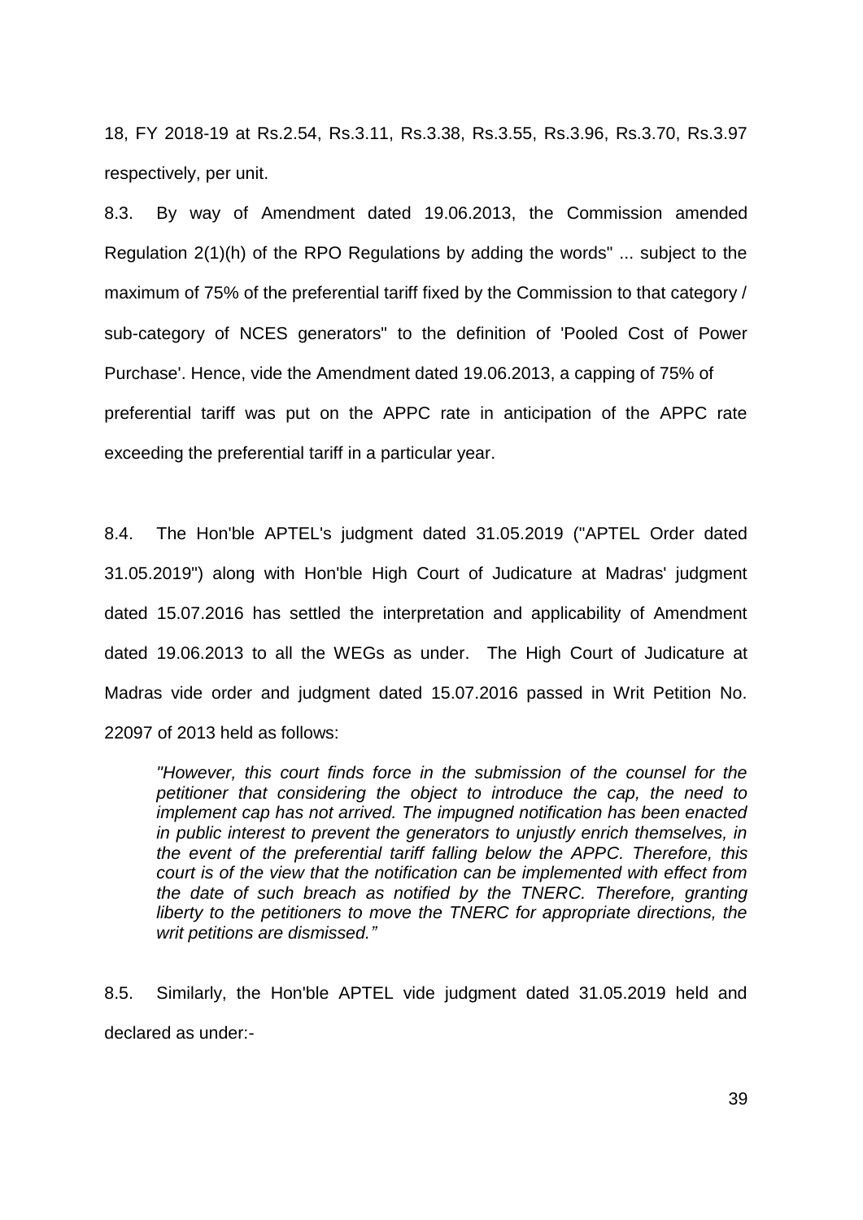18, FY 2018-19 at Rs.2.54, Rs.3.11, Rs.3.38, Rs.3.55, Rs.3.96, Rs.3.70, Rs.3.97 respectively, per unit.

8.3. By way of Amendment dated 19.06.2013, the Commission amended Regulation 2(1)(h) of the RPO Regulations by adding the words" ... subject to the maximum of 75% of the preferential tariff fixed by the Commission to that category / sub-category of NCES generators" to the definition of 'Pooled Cost of Power Purchase'. Hence, vide the Amendment dated 19.06.2013, a capping of 75% of preferential tariff was put on the APPC rate in anticipation of the APPC rate exceeding the preferential tariff in a particular year.

8.4. The Hon'ble APTEL's judgment dated 31.05.2019 ("APTEL Order dated 31.05.2019") along with Hon'ble High Court of Judicature at Madras' judgment dated 15.07.2016 has settled the interpretation and applicability of Amendment dated 19.06.2013 to all the WEGs as under. The High Court of Judicature at Madras vide order and judgment dated 15.07.2016 passed in Writ Petition No. 22097 of 2013 held as follows:

> *"However, this court finds force in the submission of the counsel for the petitioner that considering the object to introduce the cap, the need to implement cap has not arrived. The impugned notification has been enacted in public interest to prevent the generators to unjustly enrich themselves, in the event of the preferential tariff falling below the APPC. Therefore, this court is of the view that the notification can be implemented with effect from the date of such breach as notified by the TNERC. Therefore, granting liberty to the petitioners to move the TNERC for appropriate directions, the writ petitions are dismissed."*

8.5. Similarly, the Hon'ble APTEL vide judgment dated 31.05.2019 held and declared as under:-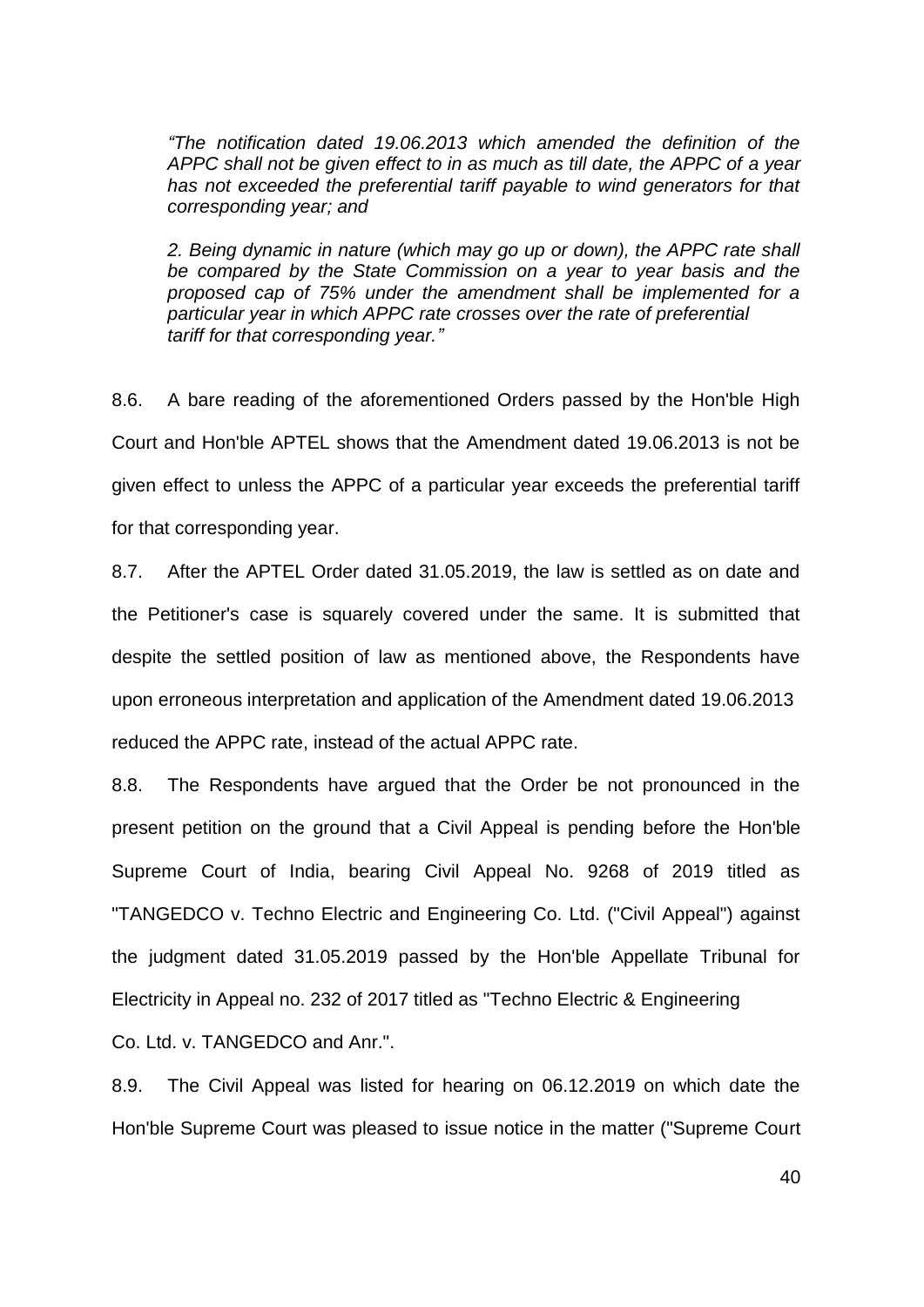*"The notification dated 19.06.2013 which amended the definition of the APPC shall not be given effect to in as much as till date, the APPC of a year has not exceeded the preferential tariff payable to wind generators for that corresponding year; and*

*2. Being dynamic in nature (which may go up or down), the APPC rate shall be compared by the State Commission on a year to year basis and the proposed cap of 75% under the amendment shall be implemented for a particular year in which APPC rate crosses over the rate of preferential tariff for that corresponding year."*

8.6. A bare reading of the aforementioned Orders passed by the Hon'ble High Court and Hon'ble APTEL shows that the Amendment dated 19.06.2013 is not be given effect to unless the APPC of a particular year exceeds the preferential tariff for that corresponding year.

8.7. After the APTEL Order dated 31.05.2019, the law is settled as on date and the Petitioner's case is squarely covered under the same. It is submitted that despite the settled position of law as mentioned above, the Respondents have upon erroneous interpretation and application of the Amendment dated 19.06.2013 reduced the APPC rate, instead of the actual APPC rate.

8.8. The Respondents have argued that the Order be not pronounced in the present petition on the ground that a Civil Appeal is pending before the Hon'ble Supreme Court of India, bearing Civil Appeal No. 9268 of 2019 titled as "TANGEDCO v. Techno Electric and Engineering Co. Ltd. ("Civil Appeal") against the judgment dated 31.05.2019 passed by the Hon'ble Appellate Tribunal for Electricity in Appeal no. 232 of 2017 titled as "Techno Electric & Engineering Co. Ltd. v. TANGEDCO and Anr.".

8.9. The Civil Appeal was listed for hearing on 06.12.2019 on which date the Hon'ble Supreme Court was pleased to issue notice in the matter ("Supreme Court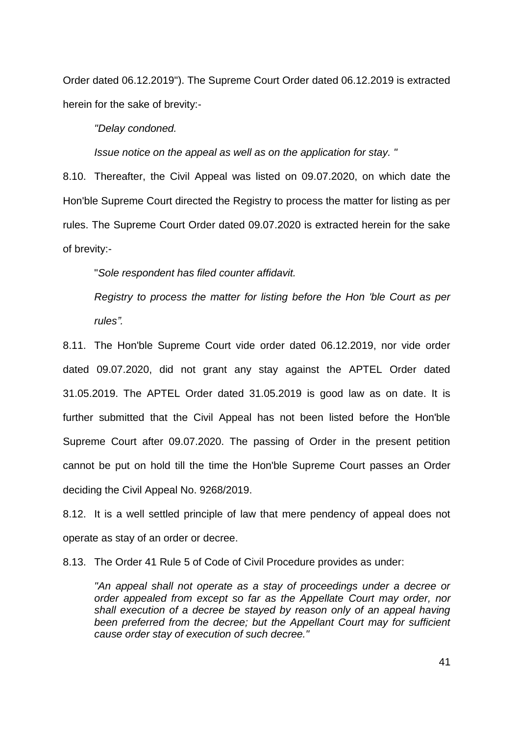Order dated 06.12.2019"). The Supreme Court Order dated 06.12.2019 is extracted herein for the sake of brevity:-

> *"Delay condoned.*
>
> *Issue notice on the appeal as well as on the application for stay. "*

8.10. Thereafter, the Civil Appeal was listed on 09.07.2020, on which date the Hon'ble Supreme Court directed the Registry to process the matter for listing as per rules. The Supreme Court Order dated 09.07.2020 is extracted herein for the sake of brevity:-

> "*Sole respondent has filed counter affidavit.*
>
> *Registry to process the matter for listing before the Hon 'ble Court as per rules".*

8.11. The Hon'ble Supreme Court vide order dated 06.12.2019, nor vide order dated 09.07.2020, did not grant any stay against the APTEL Order dated 31.05.2019. The APTEL Order dated 31.05.2019 is good law as on date. It is further submitted that the Civil Appeal has not been listed before the Hon'ble Supreme Court after 09.07.2020. The passing of Order in the present petition cannot be put on hold till the time the Hon'ble Supreme Court passes an Order deciding the Civil Appeal No. 9268/2019.

8.12. It is a well settled principle of law that mere pendency of appeal does not operate as stay of an order or decree.

8.13. The Order 41 Rule 5 of Code of Civil Procedure provides as under:

> *"An appeal shall not operate as a stay of proceedings under a decree or order appealed from except so far as the Appellate Court may order, nor shall execution of a decree be stayed by reason only of an appeal having been preferred from the decree; but the Appellant Court may for sufficient cause order stay of execution of such decree."*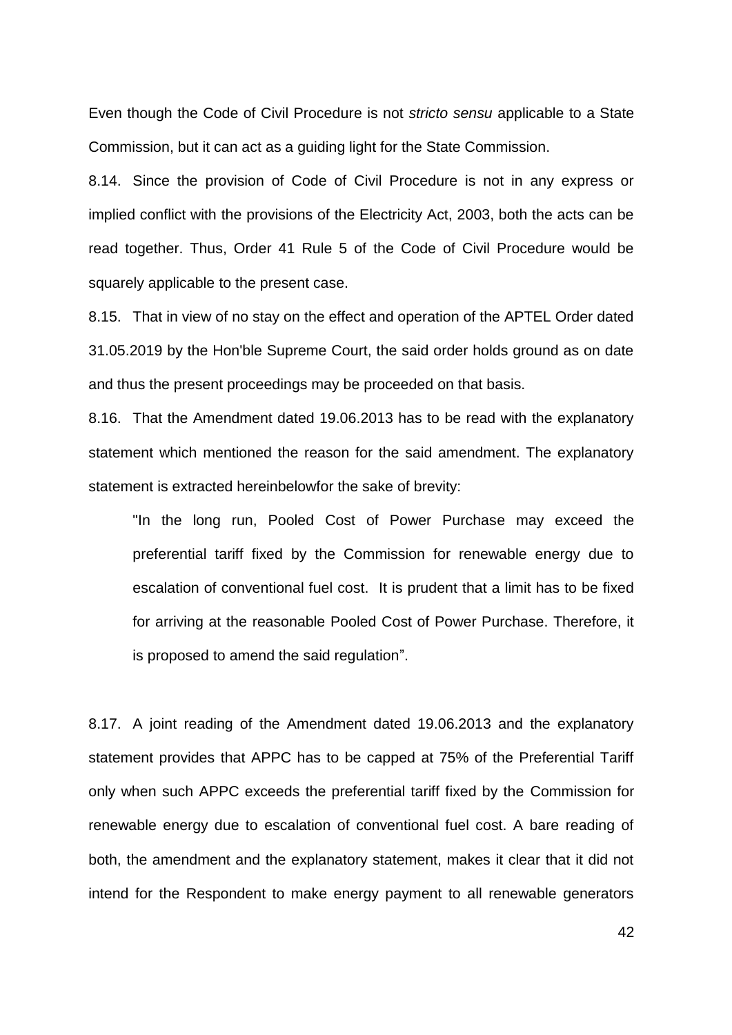Even though the Code of Civil Procedure is not *stricto sensu* applicable to a State Commission, but it can act as a guiding light for the State Commission.

8.14. Since the provision of Code of Civil Procedure is not in any express or implied conflict with the provisions of the Electricity Act, 2003, both the acts can be read together. Thus, Order 41 Rule 5 of the Code of Civil Procedure would be squarely applicable to the present case.

8.15. That in view of no stay on the effect and operation of the APTEL Order dated 31.05.2019 by the Hon'ble Supreme Court, the said order holds ground as on date and thus the present proceedings may be proceeded on that basis.

8.16. That the Amendment dated 19.06.2013 has to be read with the explanatory statement which mentioned the reason for the said amendment. The explanatory statement is extracted hereinbelowfor the sake of brevity:

> "In the long run, Pooled Cost of Power Purchase may exceed the preferential tariff fixed by the Commission for renewable energy due to escalation of conventional fuel cost. It is prudent that a limit has to be fixed for arriving at the reasonable Pooled Cost of Power Purchase. Therefore, it is proposed to amend the said regulation".

8.17. A joint reading of the Amendment dated 19.06.2013 and the explanatory statement provides that APPC has to be capped at 75% of the Preferential Tariff only when such APPC exceeds the preferential tariff fixed by the Commission for renewable energy due to escalation of conventional fuel cost. A bare reading of both, the amendment and the explanatory statement, makes it clear that it did not intend for the Respondent to make energy payment to all renewable generators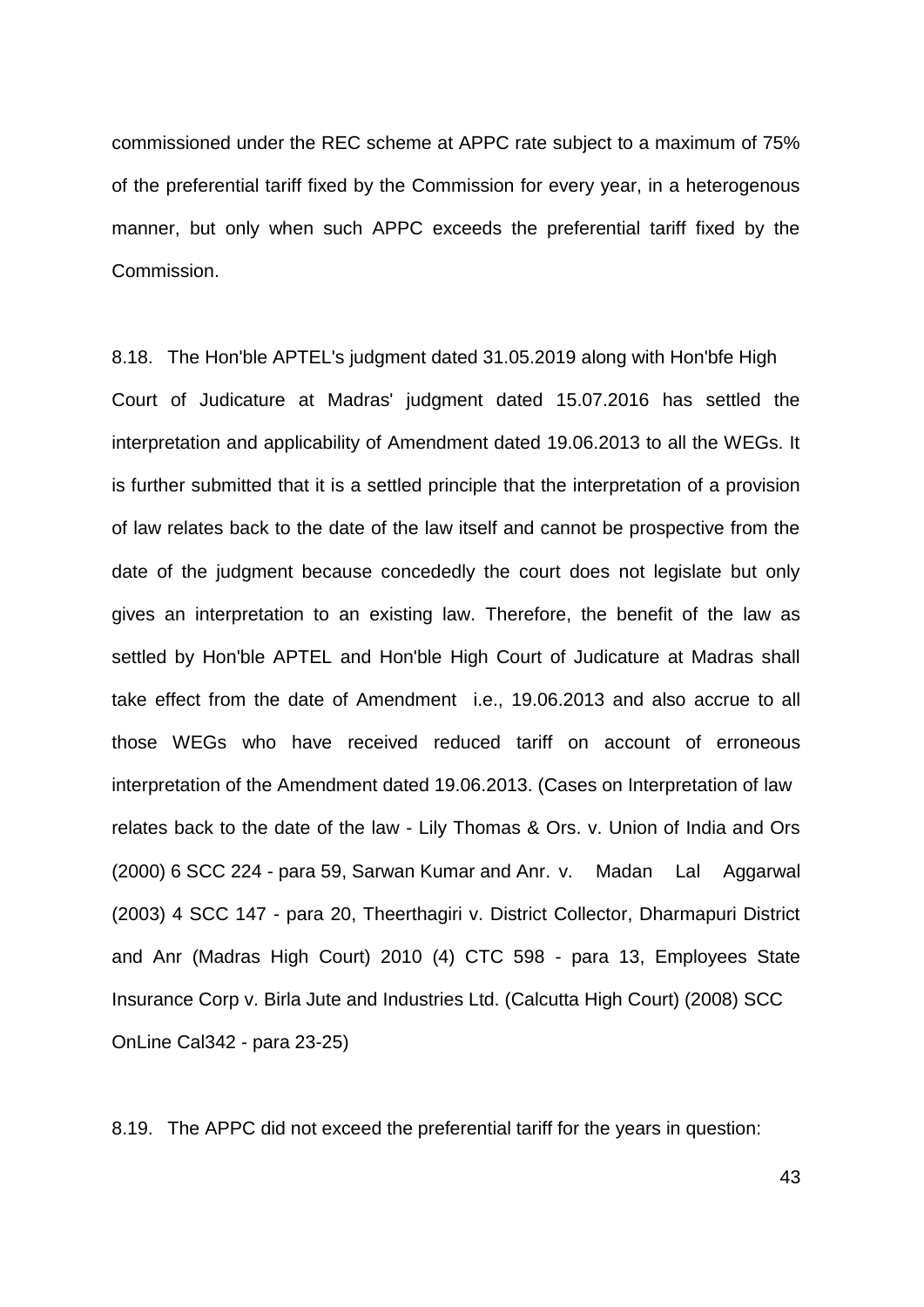commissioned under the REC scheme at APPC rate subject to a maximum of 75% of the preferential tariff fixed by the Commission for every year, in a heterogenous manner, but only when such APPC exceeds the preferential tariff fixed by the Commission.

8.18. The Hon'ble APTEL's judgment dated 31.05.2019 along with Hon'bfe High Court of Judicature at Madras' judgment dated 15.07.2016 has settled the interpretation and applicability of Amendment dated 19.06.2013 to all the WEGs. It is further submitted that it is a settled principle that the interpretation of a provision of law relates back to the date of the law itself and cannot be prospective from the date of the judgment because concededly the court does not legislate but only gives an interpretation to an existing law. Therefore, the benefit of the law as settled by Hon'ble APTEL and Hon'ble High Court of Judicature at Madras shall take effect from the date of Amendment i.e., 19.06.2013 and also accrue to all those WEGs who have received reduced tariff on account of erroneous interpretation of the Amendment dated 19.06.2013. (Cases on Interpretation of law relates back to the date of the law - Lily Thomas & Ors. v. Union of India and Ors (2000) 6 SCC 224 - para 59, Sarwan Kumar and Anr. v. Madan Lal Aggarwal (2003) 4 SCC 147 - para 20, Theerthagiri v. District Collector, Dharmapuri District and Anr (Madras High Court) 2010 (4) CTC 598 - para 13, Employees State Insurance Corp v. Birla Jute and Industries Ltd. (Calcutta High Court) (2008) SCC OnLine Cal342 - para 23-25)

8.19. The APPC did not exceed the preferential tariff for the years in question: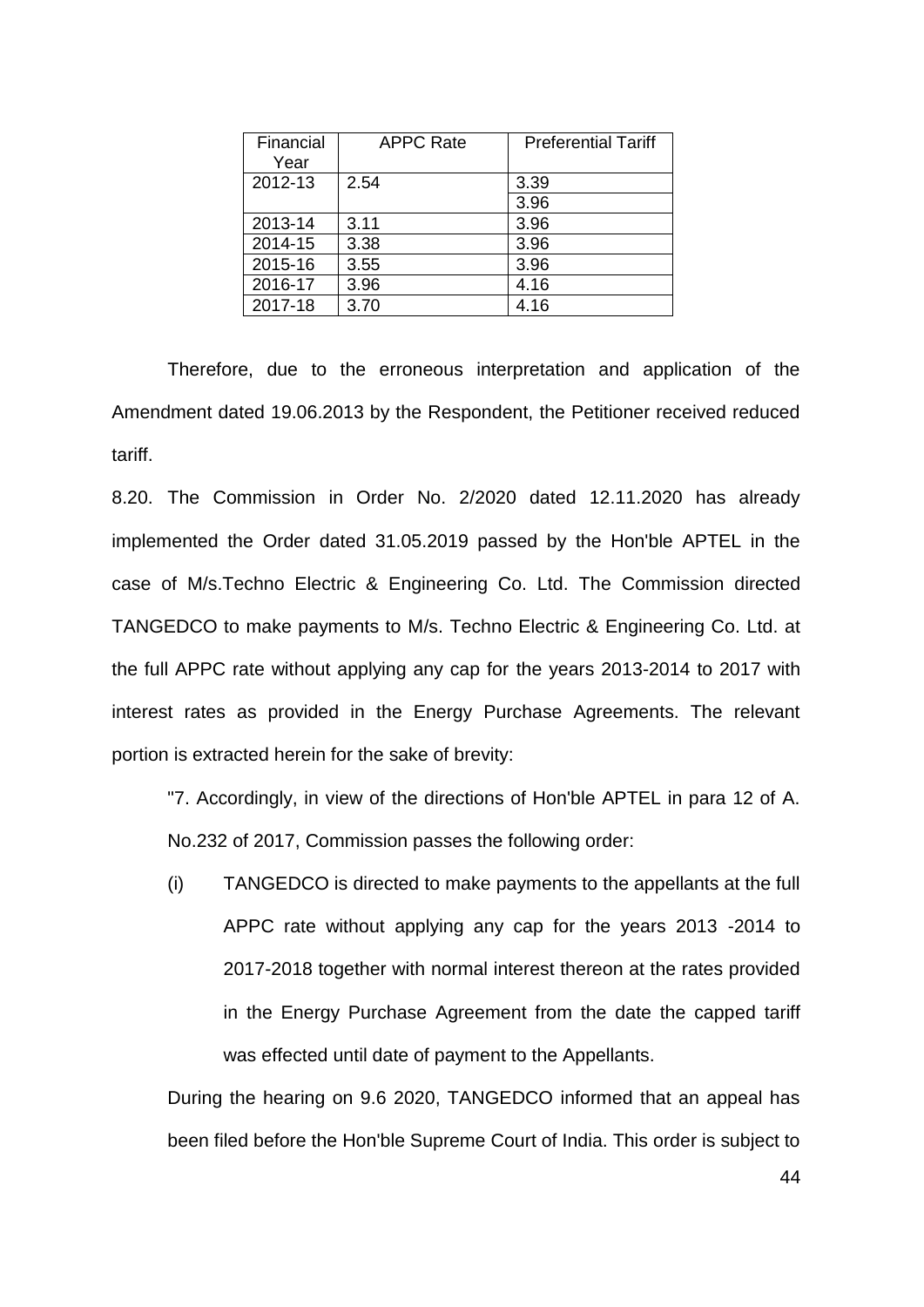| Financial Year | APPC Rate | Preferential Tariff |
|---|---|---|
| 2012-13 | 2.54 | 3.39 |
| | | 3.96 |
| 2013-14 | 3.11 | 3.96 |
| 2014-15 | 3.38 | 3.96 |
| 2015-16 | 3.55 | 3.96 |
| 2016-17 | 3.96 | 4.16 |
| 2017-18 | 3.70 | 4.16 |

Therefore, due to the erroneous interpretation and application of the Amendment dated 19.06.2013 by the Respondent, the Petitioner received reduced tariff.

8.20. The Commission in Order No. 2/2020 dated 12.11.2020 has already implemented the Order dated 31.05.2019 passed by the Hon'ble APTEL in the case of M/s.Techno Electric & Engineering Co. Ltd. The Commission directed TANGEDCO to make payments to M/s. Techno Electric & Engineering Co. Ltd. at the full APPC rate without applying any cap for the years 2013-2014 to 2017 with interest rates as provided in the Energy Purchase Agreements. The relevant portion is extracted herein for the sake of brevity:

> "7. Accordingly, in view of the directions of Hon'ble APTEL in para 12 of A. No.232 of 2017, Commission passes the following order:
>
> (i) TANGEDCO is directed to make payments to the appellants at the full APPC rate without applying any cap for the years 2013 -2014 to 2017-2018 together with normal interest thereon at the rates provided in the Energy Purchase Agreement from the date the capped tariff was effected until date of payment to the Appellants.
>
> During the hearing on 9.6 2020, TANGEDCO informed that an appeal has been filed before the Hon'ble Supreme Court of India. This order is subject to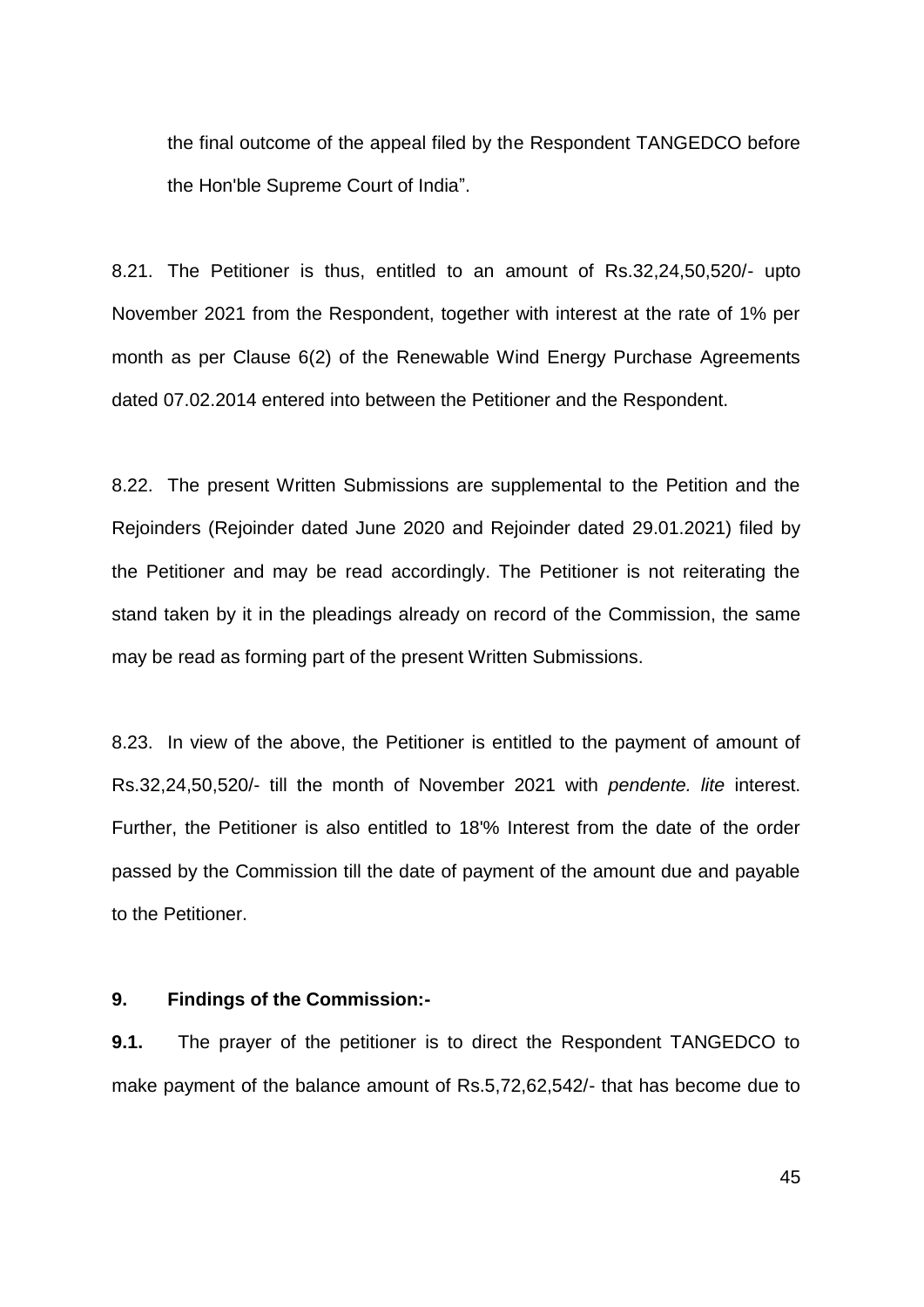the final outcome of the appeal filed by the Respondent TANGEDCO before the Hon'ble Supreme Court of India".

8.21. The Petitioner is thus, entitled to an amount of Rs.32,24,50,520/- upto November 2021 from the Respondent, together with interest at the rate of 1% per month as per Clause 6(2) of the Renewable Wind Energy Purchase Agreements dated 07.02.2014 entered into between the Petitioner and the Respondent.

8.22. The present Written Submissions are supplemental to the Petition and the Rejoinders (Rejoinder dated June 2020 and Rejoinder dated 29.01.2021) filed by the Petitioner and may be read accordingly. The Petitioner is not reiterating the stand taken by it in the pleadings already on record of the Commission, the same may be read as forming part of the present Written Submissions.

8.23. In view of the above, the Petitioner is entitled to the payment of amount of Rs.32,24,50,520/- till the month of November 2021 with *pendente. lite* interest. Further, the Petitioner is also entitled to 18'% Interest from the date of the order passed by the Commission till the date of payment of the amount due and payable to the Petitioner.

**9. Findings of the Commission:-**

**9.1.** The prayer of the petitioner is to direct the Respondent TANGEDCO to make payment of the balance amount of Rs.5,72,62,542/- that has become due to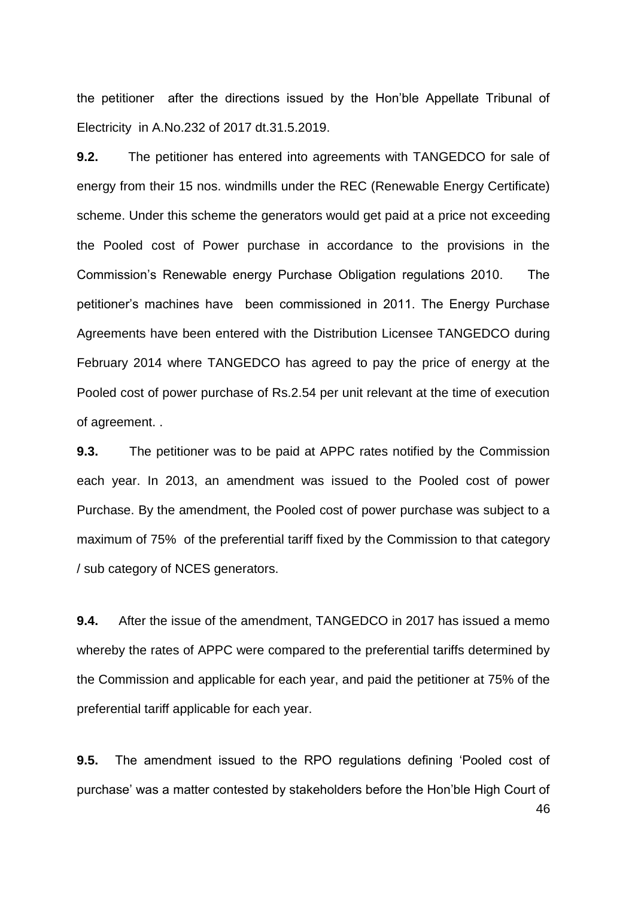the petitioner after the directions issued by the Hon'ble Appellate Tribunal of Electricity in A.No.232 of 2017 dt.31.5.2019.

**9.2.** The petitioner has entered into agreements with TANGEDCO for sale of energy from their 15 nos. windmills under the REC (Renewable Energy Certificate) scheme. Under this scheme the generators would get paid at a price not exceeding the Pooled cost of Power purchase in accordance to the provisions in the Commission's Renewable energy Purchase Obligation regulations 2010. The petitioner's machines have been commissioned in 2011. The Energy Purchase Agreements have been entered with the Distribution Licensee TANGEDCO during February 2014 where TANGEDCO has agreed to pay the price of energy at the Pooled cost of power purchase of Rs.2.54 per unit relevant at the time of execution of agreement. .

**9.3.** The petitioner was to be paid at APPC rates notified by the Commission each year. In 2013, an amendment was issued to the Pooled cost of power Purchase. By the amendment, the Pooled cost of power purchase was subject to a maximum of 75% of the preferential tariff fixed by the Commission to that category / sub category of NCES generators.

**9.4.** After the issue of the amendment, TANGEDCO in 2017 has issued a memo whereby the rates of APPC were compared to the preferential tariffs determined by the Commission and applicable for each year, and paid the petitioner at 75% of the preferential tariff applicable for each year.

**9.5.** The amendment issued to the RPO regulations defining 'Pooled cost of purchase' was a matter contested by stakeholders before the Hon'ble High Court of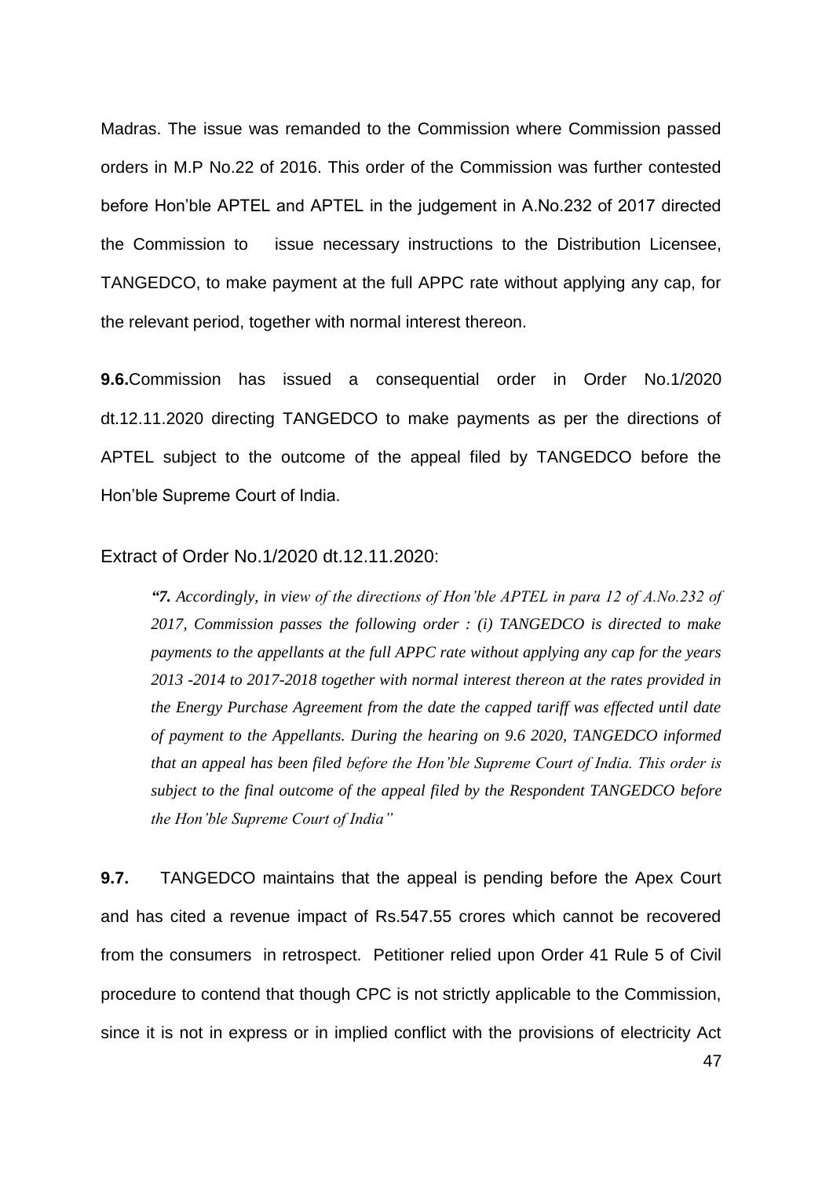Madras. The issue was remanded to the Commission where Commission passed orders in M.P No.22 of 2016. This order of the Commission was further contested before Hon'ble APTEL and APTEL in the judgement in A.No.232 of 2017 directed the Commission to issue necessary instructions to the Distribution Licensee, TANGEDCO, to make payment at the full APPC rate without applying any cap, for the relevant period, together with normal interest thereon.

**9.6.** Commission has issued a consequential order in Order No.1/2020 dt.12.11.2020 directing TANGEDCO to make payments as per the directions of APTEL subject to the outcome of the appeal filed by TANGEDCO before the Hon'ble Supreme Court of India.

Extract of Order No.1/2020 dt.12.11.2020:

> ***"7.** Accordingly, in view of the directions of Hon'ble APTEL in para 12 of A.No.232 of 2017, Commission passes the following order : (i) TANGEDCO is directed to make payments to the appellants at the full APPC rate without applying any cap for the years 2013 -2014 to 2017-2018 together with normal interest thereon at the rates provided in the Energy Purchase Agreement from the date the capped tariff was effected until date of payment to the Appellants. During the hearing on 9.6 2020, TANGEDCO informed that an appeal has been filed before the Hon'ble Supreme Court of India. This order is subject to the final outcome of the appeal filed by the Respondent TANGEDCO before the Hon'ble Supreme Court of India"*

**9.7.** TANGEDCO maintains that the appeal is pending before the Apex Court and has cited a revenue impact of Rs.547.55 crores which cannot be recovered from the consumers in retrospect. Petitioner relied upon Order 41 Rule 5 of Civil procedure to contend that though CPC is not strictly applicable to the Commission, since it is not in express or in implied conflict with the provisions of electricity Act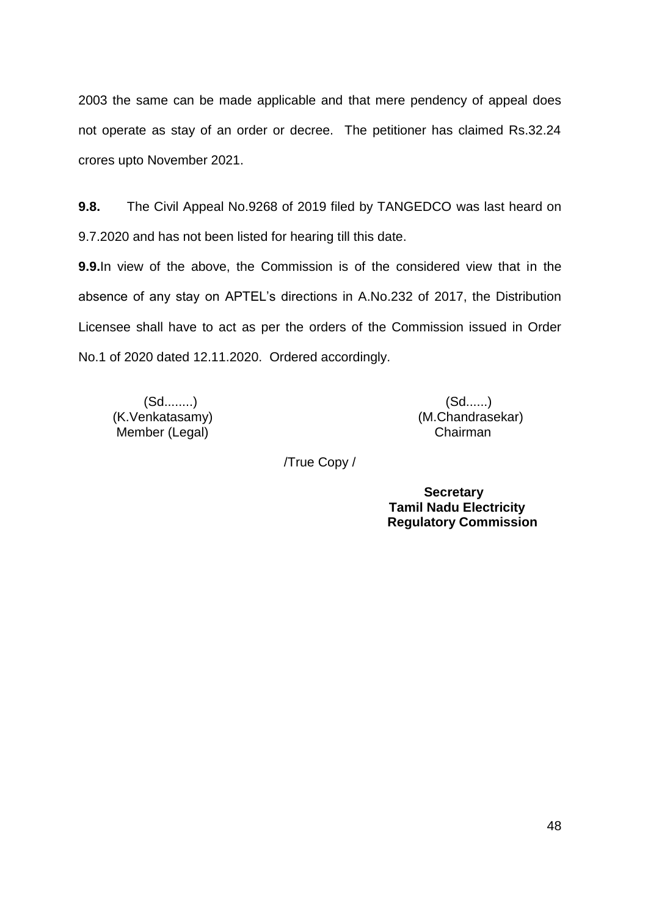2003 the same can be made applicable and that mere pendency of appeal does not operate as stay of an order or decree. The petitioner has claimed Rs.32.24 crores upto November 2021.

**9.8.** The Civil Appeal No.9268 of 2019 filed by TANGEDCO was last heard on 9.7.2020 and has not been listed for hearing till this date.

**9.9.** In view of the above, the Commission is of the considered view that in the absence of any stay on APTEL's directions in A.No.232 of 2017, the Distribution Licensee shall have to act as per the orders of the Commission issued in Order No.1 of 2020 dated 12.11.2020. Ordered accordingly.

| | |
|---|---|
| (Sd........) | (Sd......) |
| (K.Venkatasamy) | (M.Chandrasekar) |
| Member (Legal) | Chairman |

/True Copy /

**Secretary**
**Tamil Nadu Electricity Regulatory Commission**